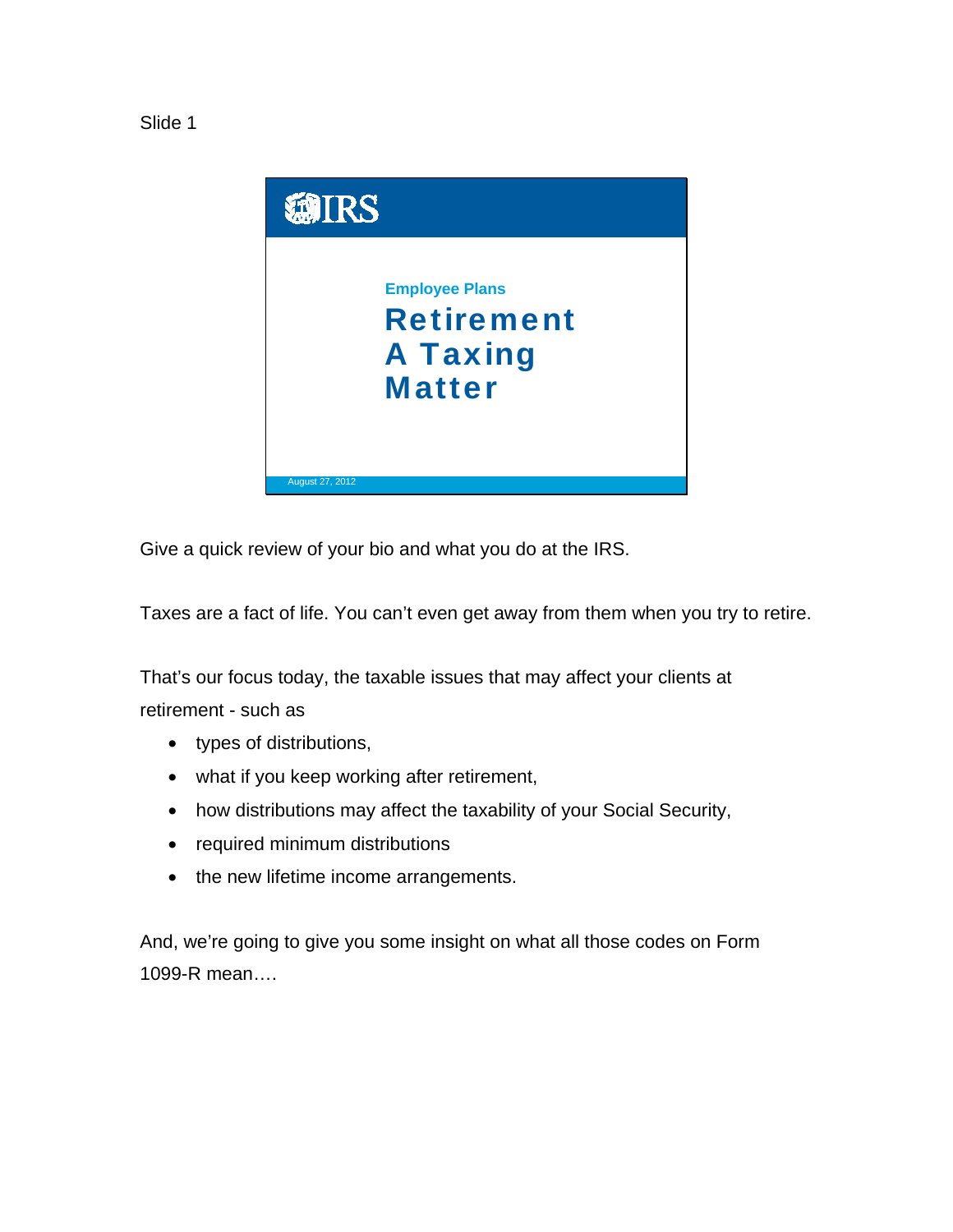Slide 1

IRS

**Employee Plans**

# Retirement A Taxing Matter

August 27, 2012

Give a quick review of your bio and what you do at the IRS.

Taxes are a fact of life. You can't even get away from them when you try to retire.

That's our focus today, the taxable issues that may affect your clients at retirement - such as

- types of distributions,
- what if you keep working after retirement,
- how distributions may affect the taxability of your Social Security,
- required minimum distributions
- the new lifetime income arrangements.

And, we're going to give you some insight on what all those codes on Form 1099-R mean….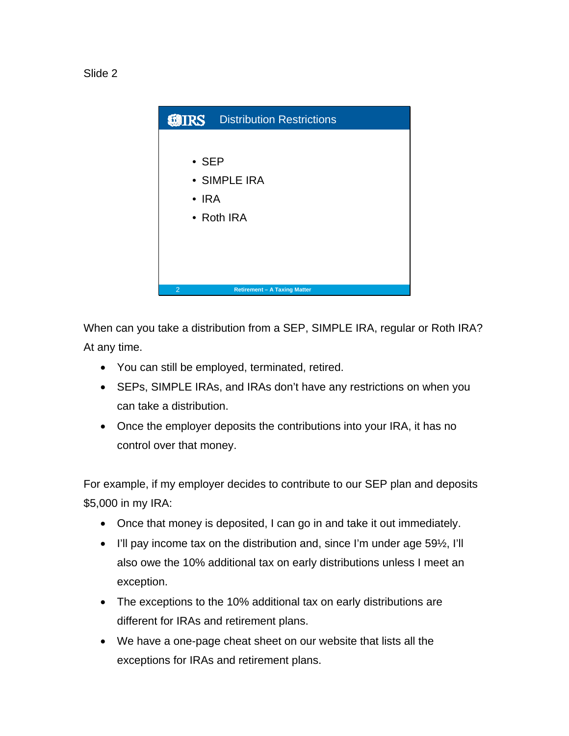Slide 2

## Distribution Restrictions

- SEP
- SIMPLE IRA
- IRA
- Roth IRA

When can you take a distribution from a SEP, SIMPLE IRA, regular or Roth IRA? At any time.

- You can still be employed, terminated, retired.
- SEPs, SIMPLE IRAs, and IRAs don't have any restrictions on when you can take a distribution.
- Once the employer deposits the contributions into your IRA, it has no control over that money.

For example, if my employer decides to contribute to our SEP plan and deposits $5,000 in my IRA:

- Once that money is deposited, I can go in and take it out immediately.
- I'll pay income tax on the distribution and, since I'm under age 59½, I'll also owe the 10% additional tax on early distributions unless I meet an exception.
- The exceptions to the 10% additional tax on early distributions are different for IRAs and retirement plans.
- We have a one-page cheat sheet on our website that lists all the exceptions for IRAs and retirement plans.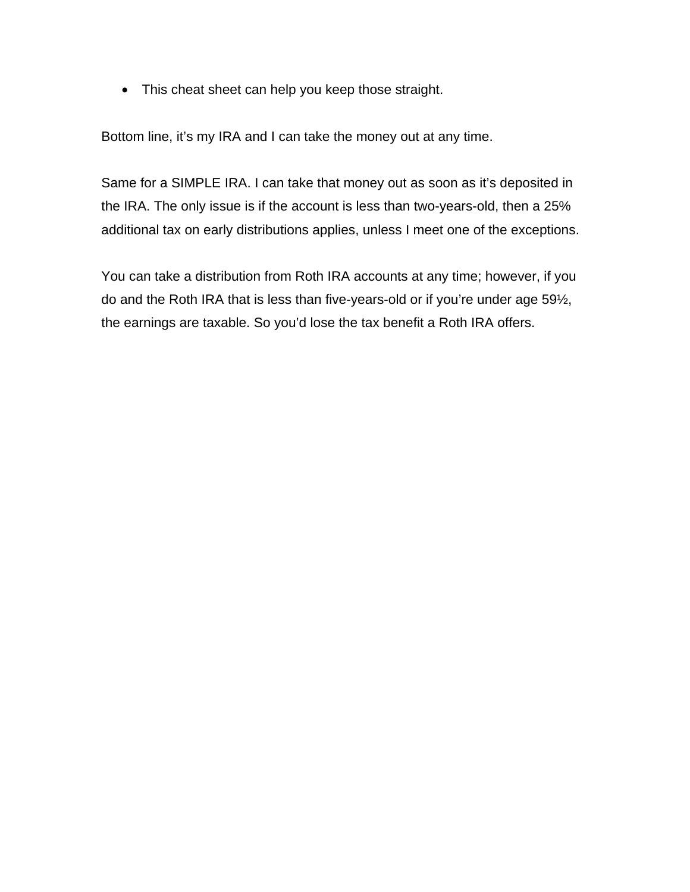- This cheat sheet can help you keep those straight.

Bottom line, it's my IRA and I can take the money out at any time.

Same for a SIMPLE IRA. I can take that money out as soon as it's deposited in the IRA. The only issue is if the account is less than two-years-old, then a 25% additional tax on early distributions applies, unless I meet one of the exceptions.

You can take a distribution from Roth IRA accounts at any time; however, if you do and the Roth IRA that is less than five-years-old or if you're under age 59½, the earnings are taxable. So you'd lose the tax benefit a Roth IRA offers.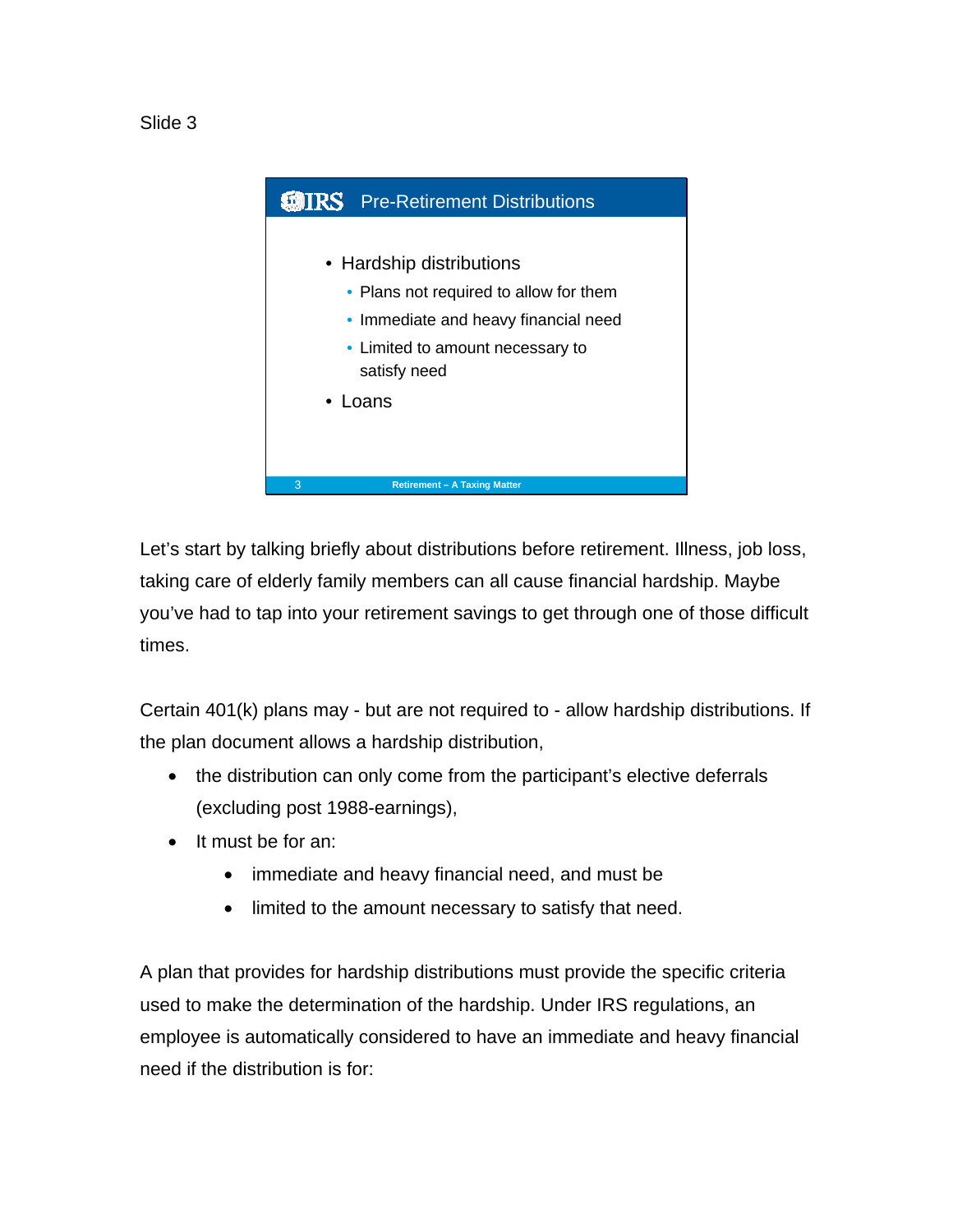Slide 3

**Pre-Retirement Distributions**

- Hardship distributions
  - Plans not required to allow for them
  - Immediate and heavy financial need
  - Limited to amount necessary to satisfy need
- Loans

Let's start by talking briefly about distributions before retirement. Illness, job loss, taking care of elderly family members can all cause financial hardship. Maybe you've had to tap into your retirement savings to get through one of those difficult times.

Certain 401(k) plans may - but are not required to - allow hardship distributions. If the plan document allows a hardship distribution,

- the distribution can only come from the participant's elective deferrals (excluding post 1988-earnings),
- It must be for an:
  - immediate and heavy financial need, and must be
  - limited to the amount necessary to satisfy that need.

A plan that provides for hardship distributions must provide the specific criteria used to make the determination of the hardship. Under IRS regulations, an employee is automatically considered to have an immediate and heavy financial need if the distribution is for: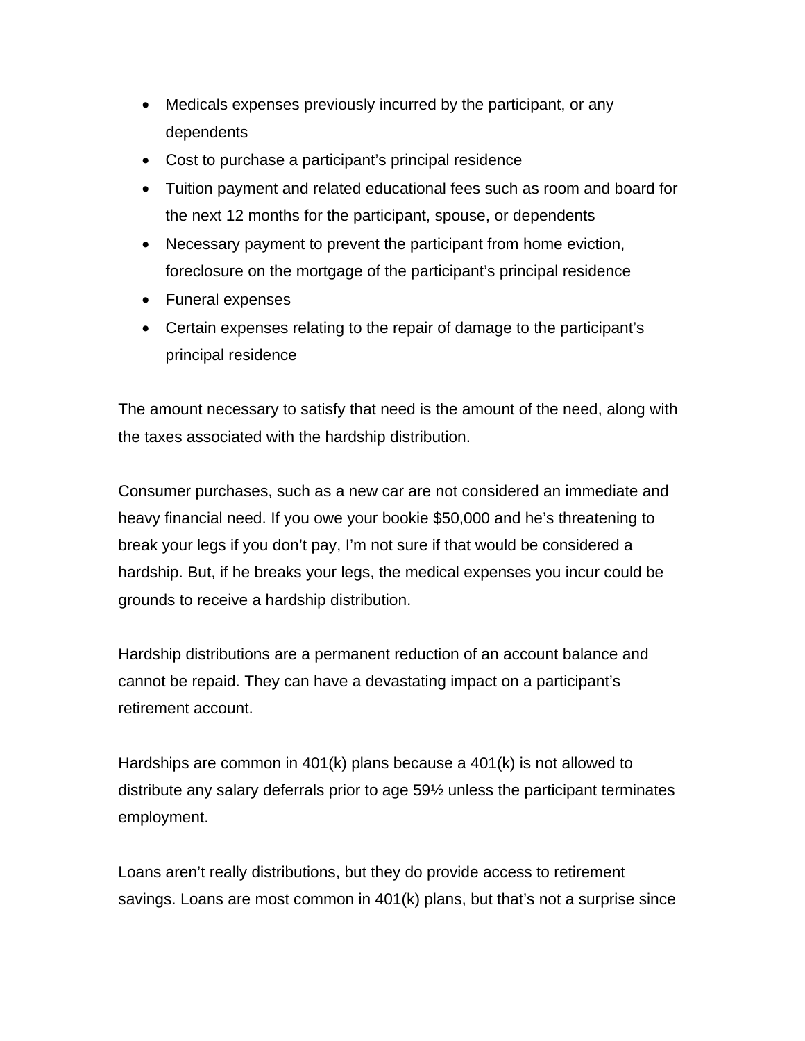- Medicals expenses previously incurred by the participant, or any dependents
- Cost to purchase a participant's principal residence
- Tuition payment and related educational fees such as room and board for the next 12 months for the participant, spouse, or dependents
- Necessary payment to prevent the participant from home eviction, foreclosure on the mortgage of the participant's principal residence
- Funeral expenses
- Certain expenses relating to the repair of damage to the participant's principal residence

The amount necessary to satisfy that need is the amount of the need, along with the taxes associated with the hardship distribution.

Consumer purchases, such as a new car are not considered an immediate and heavy financial need. If you owe your bookie $50,000 and he's threatening to break your legs if you don't pay, I'm not sure if that would be considered a hardship. But, if he breaks your legs, the medical expenses you incur could be grounds to receive a hardship distribution.

Hardship distributions are a permanent reduction of an account balance and cannot be repaid. They can have a devastating impact on a participant's retirement account.

Hardships are common in 401(k) plans because a 401(k) is not allowed to distribute any salary deferrals prior to age 59½ unless the participant terminates employment.

Loans aren't really distributions, but they do provide access to retirement savings. Loans are most common in 401(k) plans, but that's not a surprise since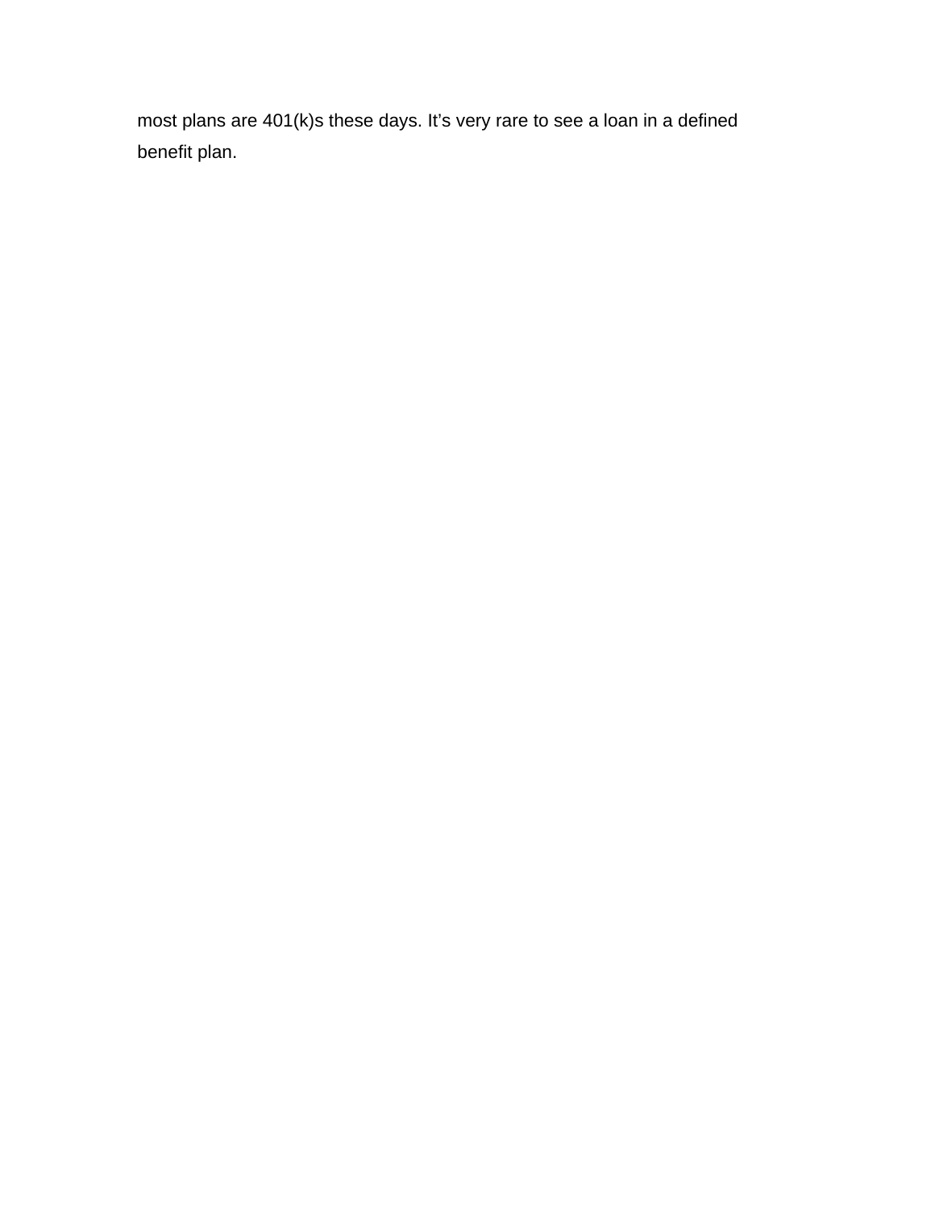most plans are 401(k)s these days. It’s very rare to see a loan in a defined benefit plan.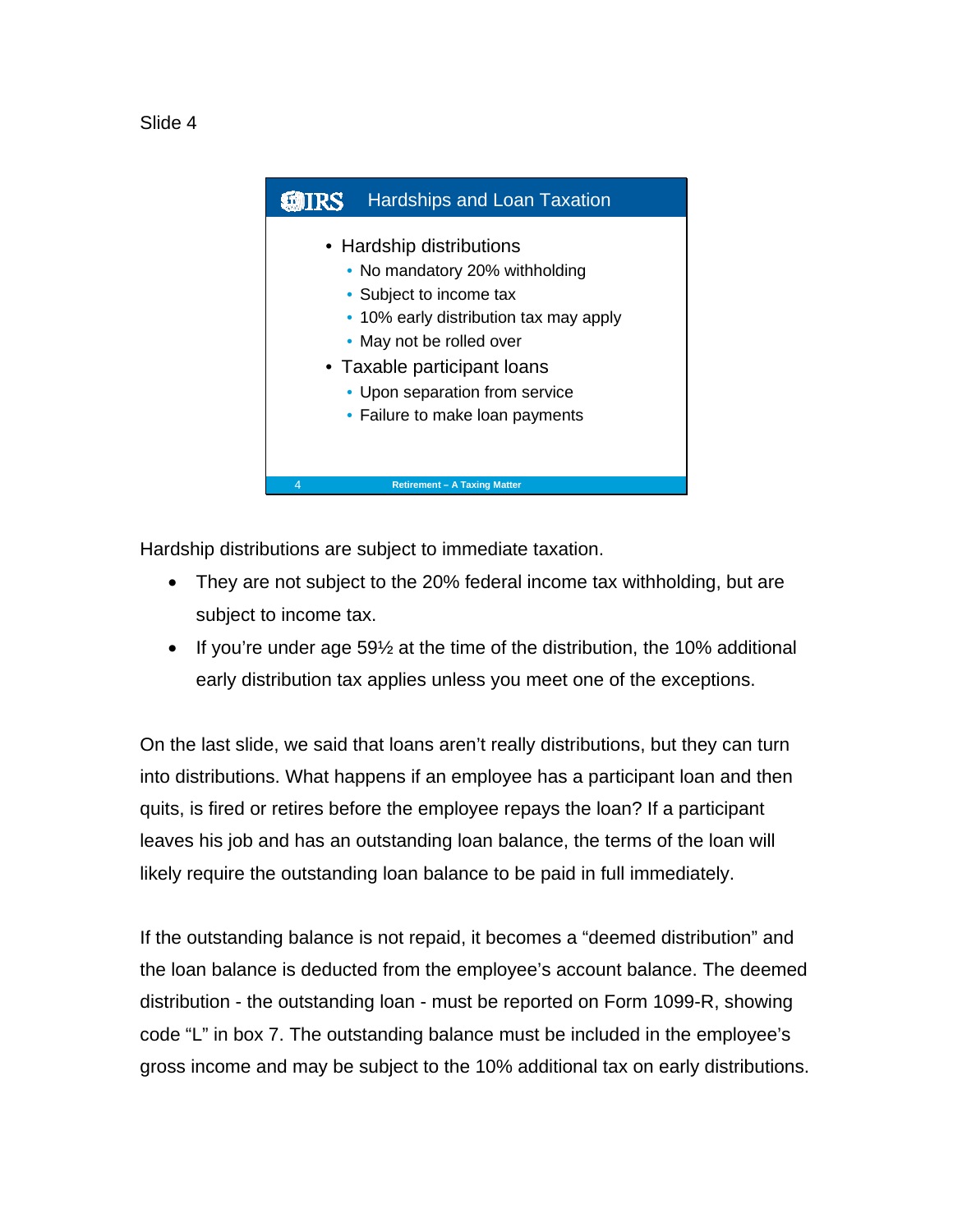Slide 4

## Hardships and Loan Taxation

- Hardship distributions
  - No mandatory 20% withholding
  - Subject to income tax
  - 10% early distribution tax may apply
  - May not be rolled over
- Taxable participant loans
  - Upon separation from service
  - Failure to make loan payments

Hardship distributions are subject to immediate taxation.

- They are not subject to the 20% federal income tax withholding, but are subject to income tax.
- If you're under age 59½ at the time of the distribution, the 10% additional early distribution tax applies unless you meet one of the exceptions.

On the last slide, we said that loans aren't really distributions, but they can turn into distributions. What happens if an employee has a participant loan and then quits, is fired or retires before the employee repays the loan? If a participant leaves his job and has an outstanding loan balance, the terms of the loan will likely require the outstanding loan balance to be paid in full immediately.

If the outstanding balance is not repaid, it becomes a "deemed distribution" and the loan balance is deducted from the employee's account balance. The deemed distribution - the outstanding loan - must be reported on Form 1099-R, showing code "L" in box 7. The outstanding balance must be included in the employee's gross income and may be subject to the 10% additional tax on early distributions.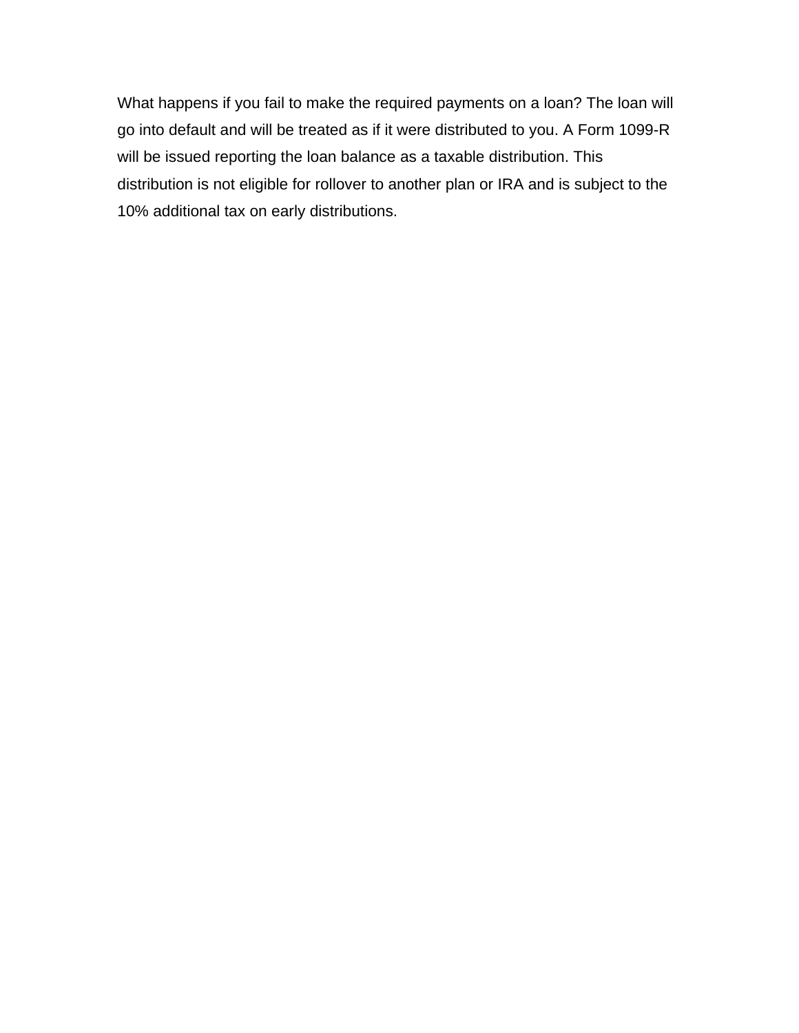What happens if you fail to make the required payments on a loan? The loan will go into default and will be treated as if it were distributed to you. A Form 1099-R will be issued reporting the loan balance as a taxable distribution. This distribution is not eligible for rollover to another plan or IRA and is subject to the 10% additional tax on early distributions.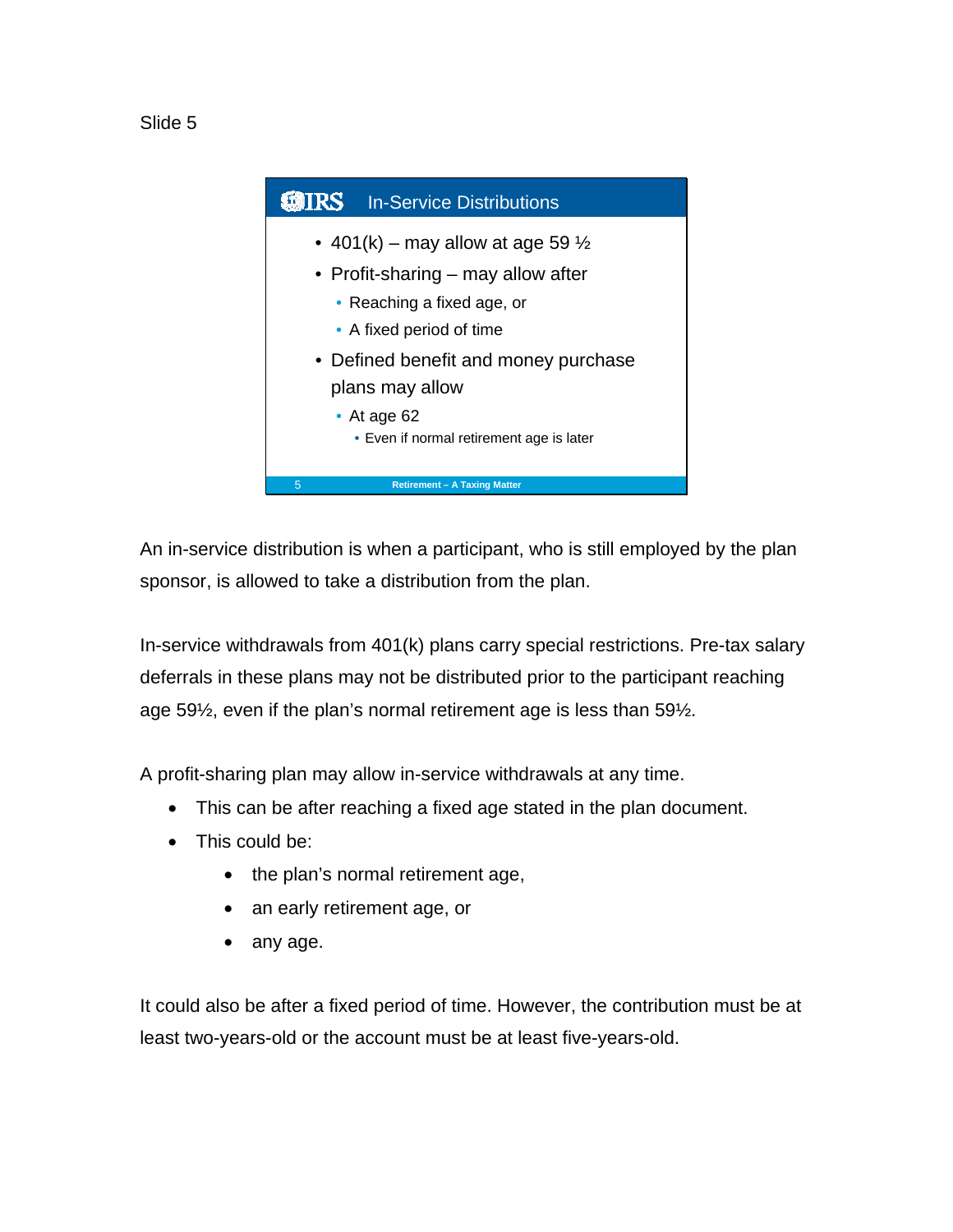Slide 5

## In-Service Distributions

- 401(k) – may allow at age 59 ½
- Profit-sharing – may allow after
  - Reaching a fixed age, or
  - A fixed period of time
- Defined benefit and money purchase plans may allow
  - At age 62
    - Even if normal retirement age is later

An in-service distribution is when a participant, who is still employed by the plan sponsor, is allowed to take a distribution from the plan.

In-service withdrawals from 401(k) plans carry special restrictions. Pre-tax salary deferrals in these plans may not be distributed prior to the participant reaching age 59½, even if the plan's normal retirement age is less than 59½.

A profit-sharing plan may allow in-service withdrawals at any time.

- This can be after reaching a fixed age stated in the plan document.
- This could be:
  - the plan's normal retirement age,
  - an early retirement age, or
  - any age.

It could also be after a fixed period of time. However, the contribution must be at least two-years-old or the account must be at least five-years-old.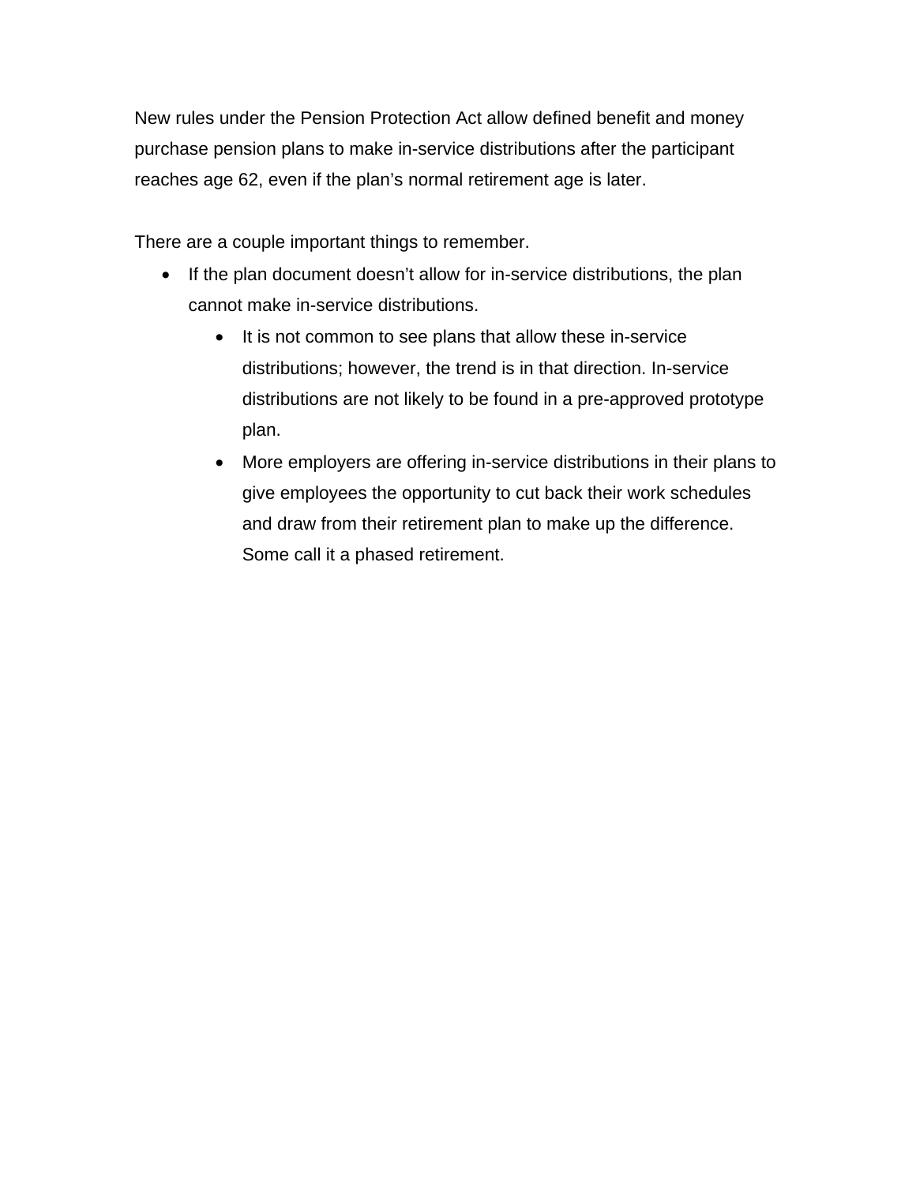New rules under the Pension Protection Act allow defined benefit and money purchase pension plans to make in-service distributions after the participant reaches age 62, even if the plan's normal retirement age is later.

There are a couple important things to remember.

- If the plan document doesn't allow for in-service distributions, the plan cannot make in-service distributions.
  - It is not common to see plans that allow these in-service distributions; however, the trend is in that direction. In-service distributions are not likely to be found in a pre-approved prototype plan.
  - More employers are offering in-service distributions in their plans to give employees the opportunity to cut back their work schedules and draw from their retirement plan to make up the difference. Some call it a phased retirement.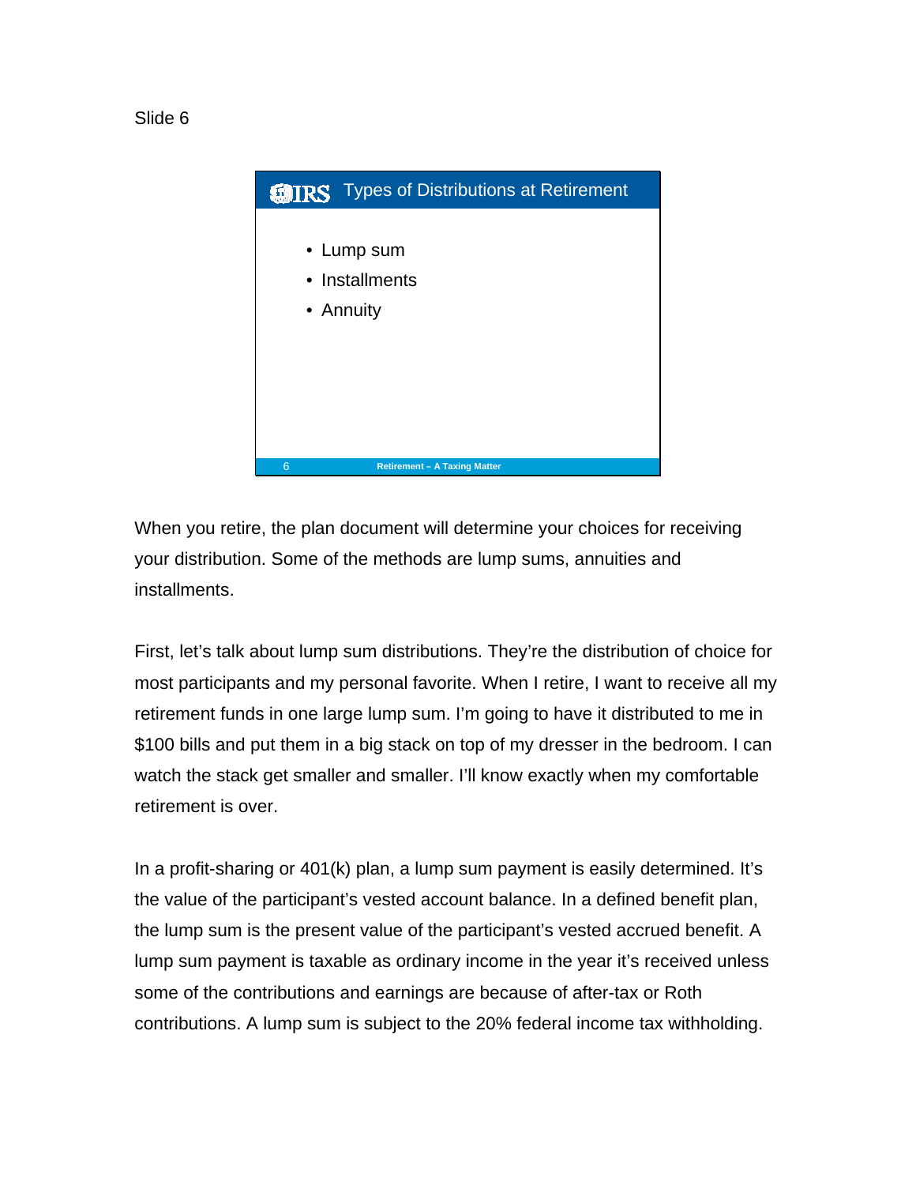Slide 6

## Types of Distributions at Retirement

- Lump sum
- Installments
- Annuity

When you retire, the plan document will determine your choices for receiving your distribution. Some of the methods are lump sums, annuities and installments.

First, let's talk about lump sum distributions. They're the distribution of choice for most participants and my personal favorite. When I retire, I want to receive all my retirement funds in one large lump sum. I'm going to have it distributed to me in $100 bills and put them in a big stack on top of my dresser in the bedroom. I can watch the stack get smaller and smaller. I'll know exactly when my comfortable retirement is over.

In a profit-sharing or 401(k) plan, a lump sum payment is easily determined. It's the value of the participant's vested account balance. In a defined benefit plan, the lump sum is the present value of the participant's vested accrued benefit. A lump sum payment is taxable as ordinary income in the year it's received unless some of the contributions and earnings are because of after-tax or Roth contributions. A lump sum is subject to the 20% federal income tax withholding.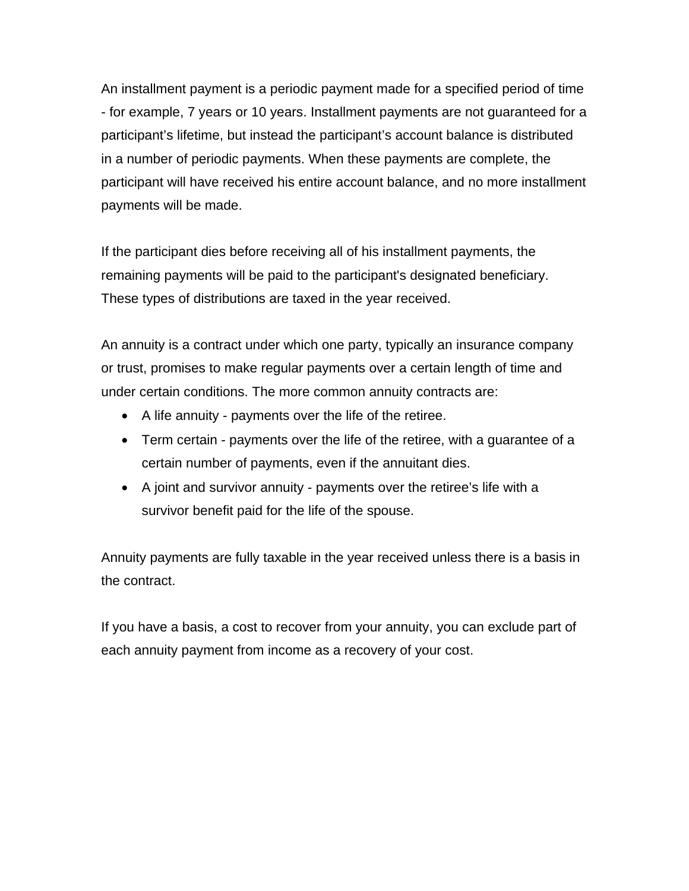An installment payment is a periodic payment made for a specified period of time - for example, 7 years or 10 years. Installment payments are not guaranteed for a participant's lifetime, but instead the participant's account balance is distributed in a number of periodic payments. When these payments are complete, the participant will have received his entire account balance, and no more installment payments will be made.

If the participant dies before receiving all of his installment payments, the remaining payments will be paid to the participant's designated beneficiary. These types of distributions are taxed in the year received.

An annuity is a contract under which one party, typically an insurance company or trust, promises to make regular payments over a certain length of time and under certain conditions. The more common annuity contracts are:

- A life annuity - payments over the life of the retiree.
- Term certain - payments over the life of the retiree, with a guarantee of a certain number of payments, even if the annuitant dies.
- A joint and survivor annuity - payments over the retiree's life with a survivor benefit paid for the life of the spouse.

Annuity payments are fully taxable in the year received unless there is a basis in the contract.

If you have a basis, a cost to recover from your annuity, you can exclude part of each annuity payment from income as a recovery of your cost.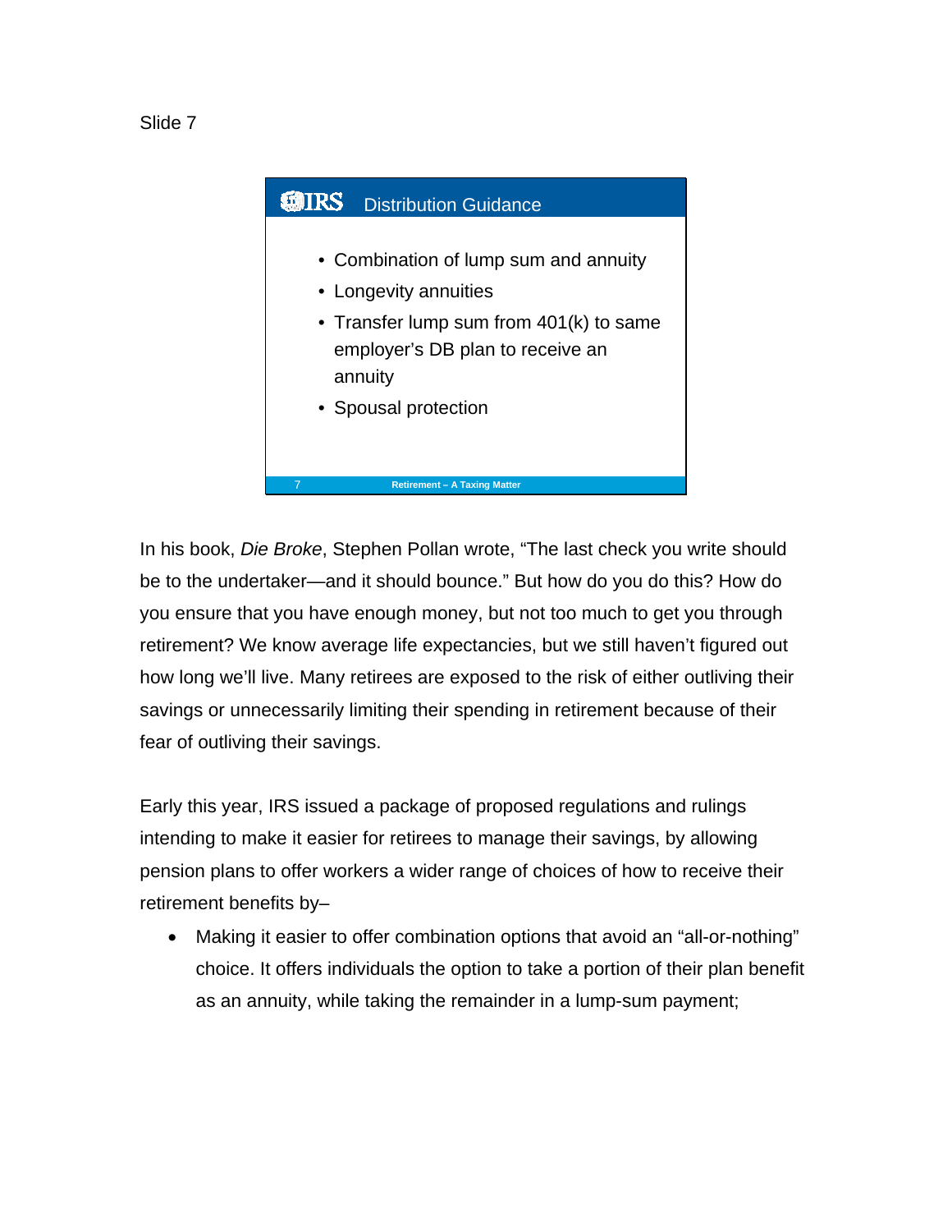Slide 7

**Distribution Guidance**

- Combination of lump sum and annuity
- Longevity annuities
- Transfer lump sum from 401(k) to same employer's DB plan to receive an annuity
- Spousal protection

Retirement – A Taxing Matter

In his book, *Die Broke*, Stephen Pollan wrote, "The last check you write should be to the undertaker—and it should bounce." But how do you do this? How do you ensure that you have enough money, but not too much to get you through retirement? We know average life expectancies, but we still haven't figured out how long we'll live. Many retirees are exposed to the risk of either outliving their savings or unnecessarily limiting their spending in retirement because of their fear of outliving their savings.

Early this year, IRS issued a package of proposed regulations and rulings intending to make it easier for retirees to manage their savings, by allowing pension plans to offer workers a wider range of choices of how to receive their retirement benefits by–

- Making it easier to offer combination options that avoid an "all-or-nothing" choice. It offers individuals the option to take a portion of their plan benefit as an annuity, while taking the remainder in a lump-sum payment;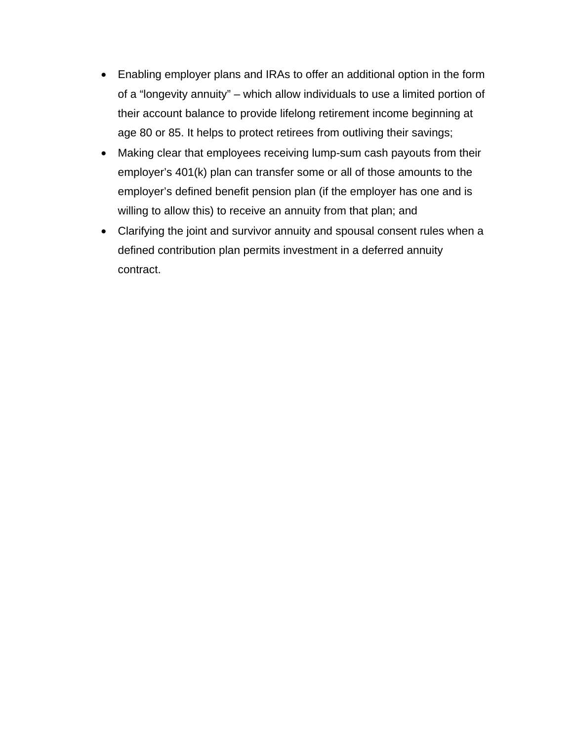- Enabling employer plans and IRAs to offer an additional option in the form of a "longevity annuity" – which allow individuals to use a limited portion of their account balance to provide lifelong retirement income beginning at age 80 or 85. It helps to protect retirees from outliving their savings;
- Making clear that employees receiving lump-sum cash payouts from their employer's 401(k) plan can transfer some or all of those amounts to the employer's defined benefit pension plan (if the employer has one and is willing to allow this) to receive an annuity from that plan; and
- Clarifying the joint and survivor annuity and spousal consent rules when a defined contribution plan permits investment in a deferred annuity contract.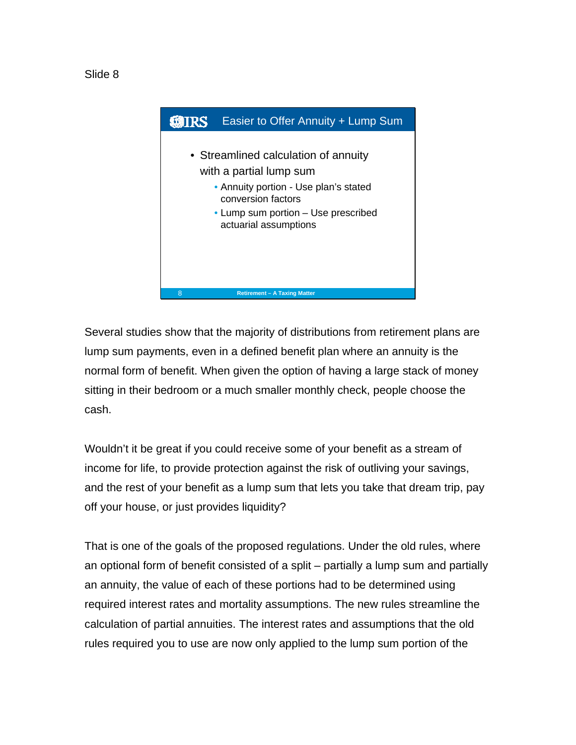Slide 8

## Easier to Offer Annuity + Lump Sum

- Streamlined calculation of annuity with a partial lump sum
  - Annuity portion - Use plan's stated conversion factors
  - Lump sum portion – Use prescribed actuarial assumptions

Several studies show that the majority of distributions from retirement plans are lump sum payments, even in a defined benefit plan where an annuity is the normal form of benefit. When given the option of having a large stack of money sitting in their bedroom or a much smaller monthly check, people choose the cash.

Wouldn't it be great if you could receive some of your benefit as a stream of income for life, to provide protection against the risk of outliving your savings, and the rest of your benefit as a lump sum that lets you take that dream trip, pay off your house, or just provides liquidity?

That is one of the goals of the proposed regulations. Under the old rules, where an optional form of benefit consisted of a split – partially a lump sum and partially an annuity, the value of each of these portions had to be determined using required interest rates and mortality assumptions. The new rules streamline the calculation of partial annuities. The interest rates and assumptions that the old rules required you to use are now only applied to the lump sum portion of the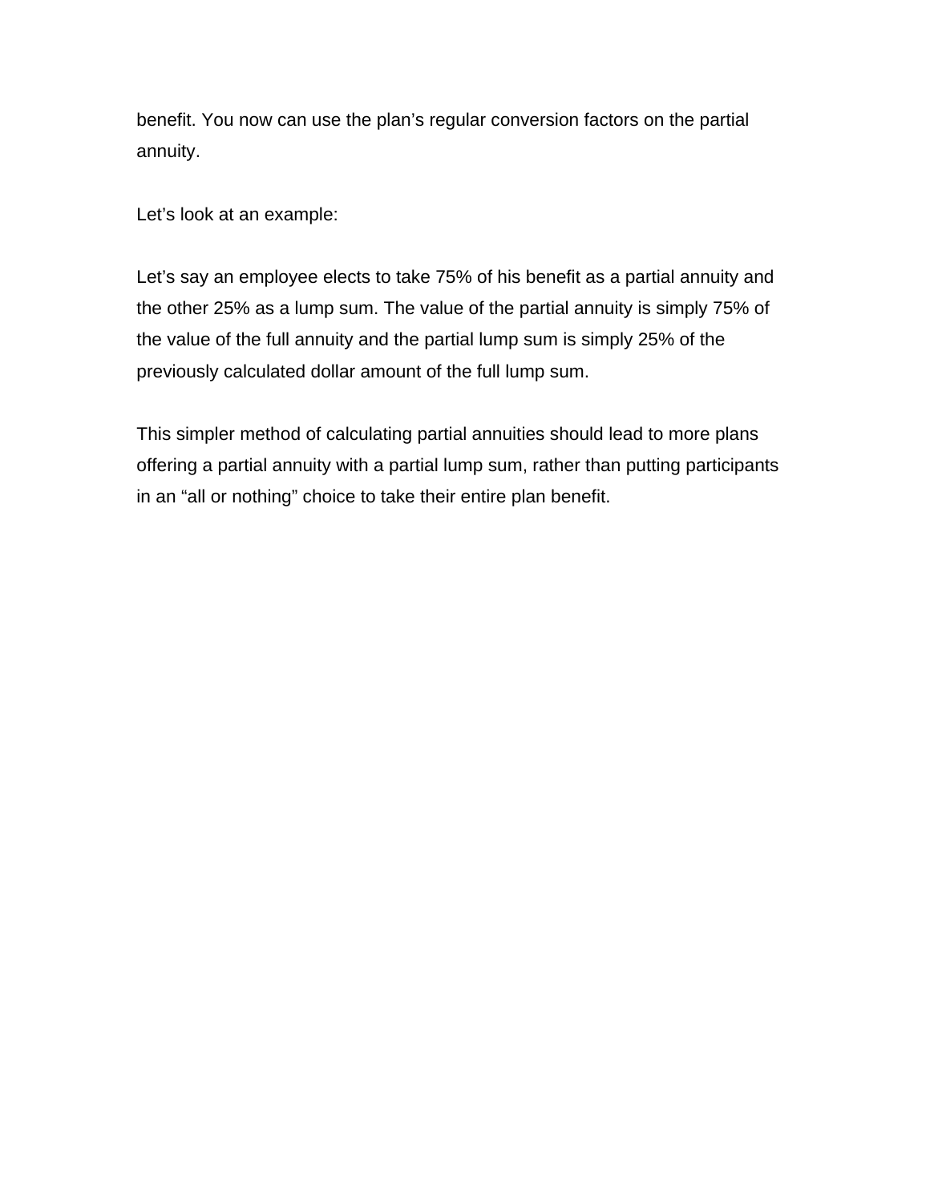benefit. You now can use the plan’s regular conversion factors on the partial annuity.

Let’s look at an example:

Let’s say an employee elects to take 75% of his benefit as a partial annuity and the other 25% as a lump sum. The value of the partial annuity is simply 75% of the value of the full annuity and the partial lump sum is simply 25% of the previously calculated dollar amount of the full lump sum.

This simpler method of calculating partial annuities should lead to more plans offering a partial annuity with a partial lump sum, rather than putting participants in an “all or nothing” choice to take their entire plan benefit.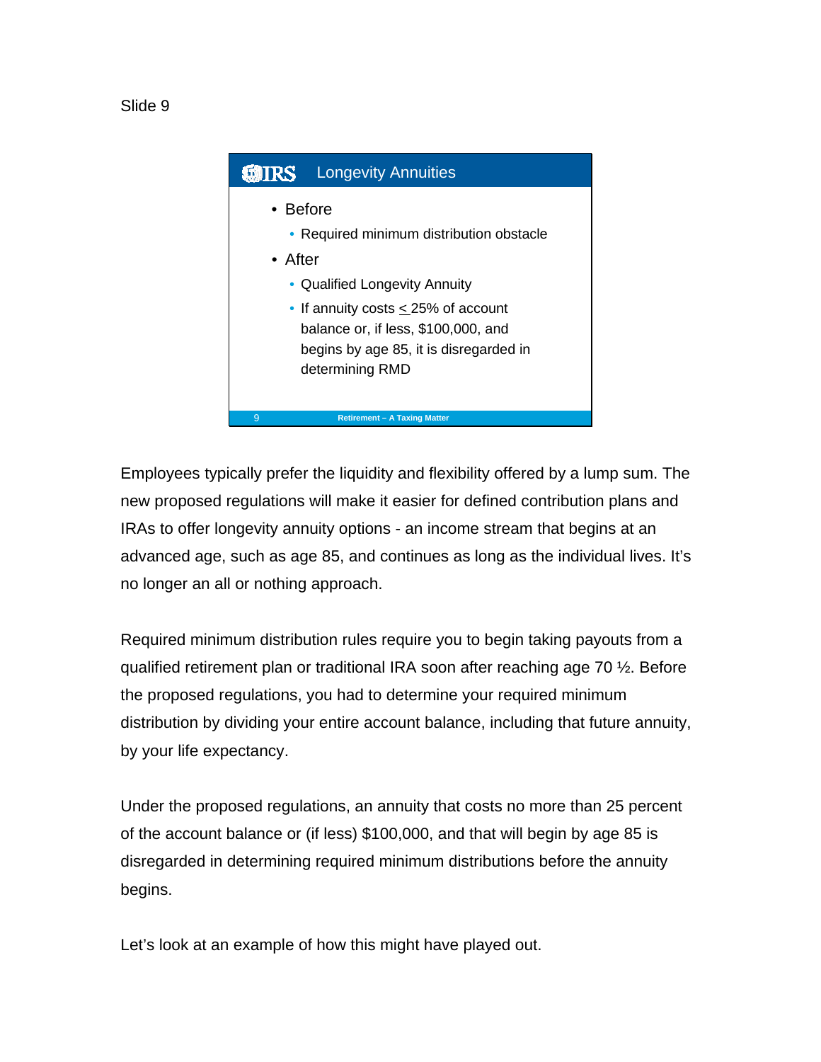Slide 9

## Longevity Annuities

- Before
  - Required minimum distribution obstacle
- After
  - Qualified Longevity Annuity
  - If annuity costs $\leq$ 25% of account balance or, if less, $100,000, and begins by age 85, it is disregarded in determining RMD

Retirement – A Taxing Matter

Employees typically prefer the liquidity and flexibility offered by a lump sum. The new proposed regulations will make it easier for defined contribution plans and IRAs to offer longevity annuity options - an income stream that begins at an advanced age, such as age 85, and continues as long as the individual lives. It's no longer an all or nothing approach.

Required minimum distribution rules require you to begin taking payouts from a qualified retirement plan or traditional IRA soon after reaching age 70 ½. Before the proposed regulations, you had to determine your required minimum distribution by dividing your entire account balance, including that future annuity, by your life expectancy.

Under the proposed regulations, an annuity that costs no more than 25 percent of the account balance or (if less) $100,000, and that will begin by age 85 is disregarded in determining required minimum distributions before the annuity begins.

Let's look at an example of how this might have played out.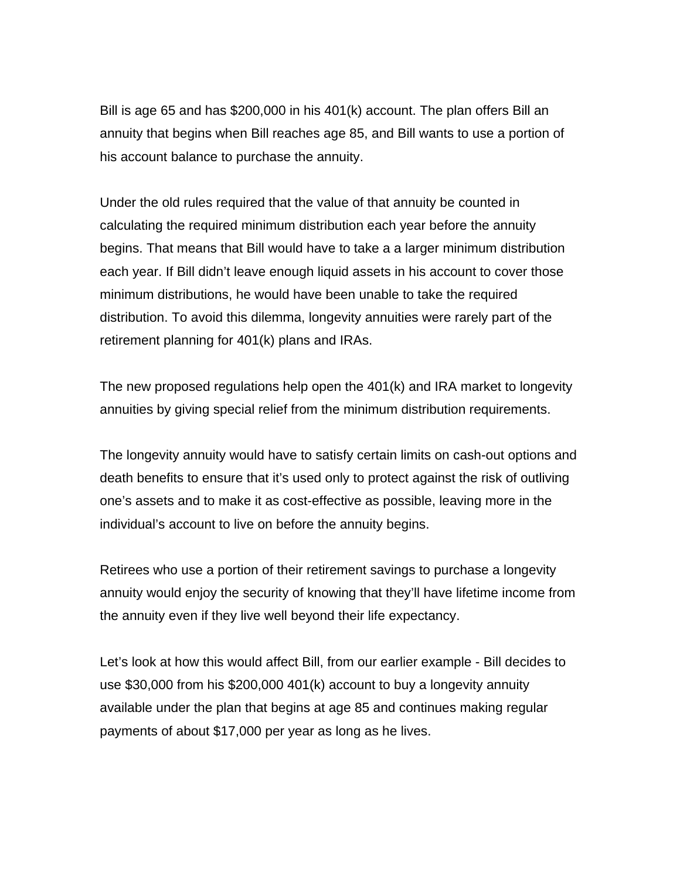Bill is age 65 and has $200,000 in his 401(k) account. The plan offers Bill an annuity that begins when Bill reaches age 85, and Bill wants to use a portion of his account balance to purchase the annuity.

Under the old rules required that the value of that annuity be counted in calculating the required minimum distribution each year before the annuity begins. That means that Bill would have to take a a larger minimum distribution each year. If Bill didn't leave enough liquid assets in his account to cover those minimum distributions, he would have been unable to take the required distribution. To avoid this dilemma, longevity annuities were rarely part of the retirement planning for 401(k) plans and IRAs.

The new proposed regulations help open the 401(k) and IRA market to longevity annuities by giving special relief from the minimum distribution requirements.

The longevity annuity would have to satisfy certain limits on cash-out options and death benefits to ensure that it's used only to protect against the risk of outliving one's assets and to make it as cost-effective as possible, leaving more in the individual's account to live on before the annuity begins.

Retirees who use a portion of their retirement savings to purchase a longevity annuity would enjoy the security of knowing that they'll have lifetime income from the annuity even if they live well beyond their life expectancy.

Let's look at how this would affect Bill, from our earlier example - Bill decides to use $30,000 from his $200,000 401(k) account to buy a longevity annuity available under the plan that begins at age 85 and continues making regular payments of about $17,000 per year as long as he lives.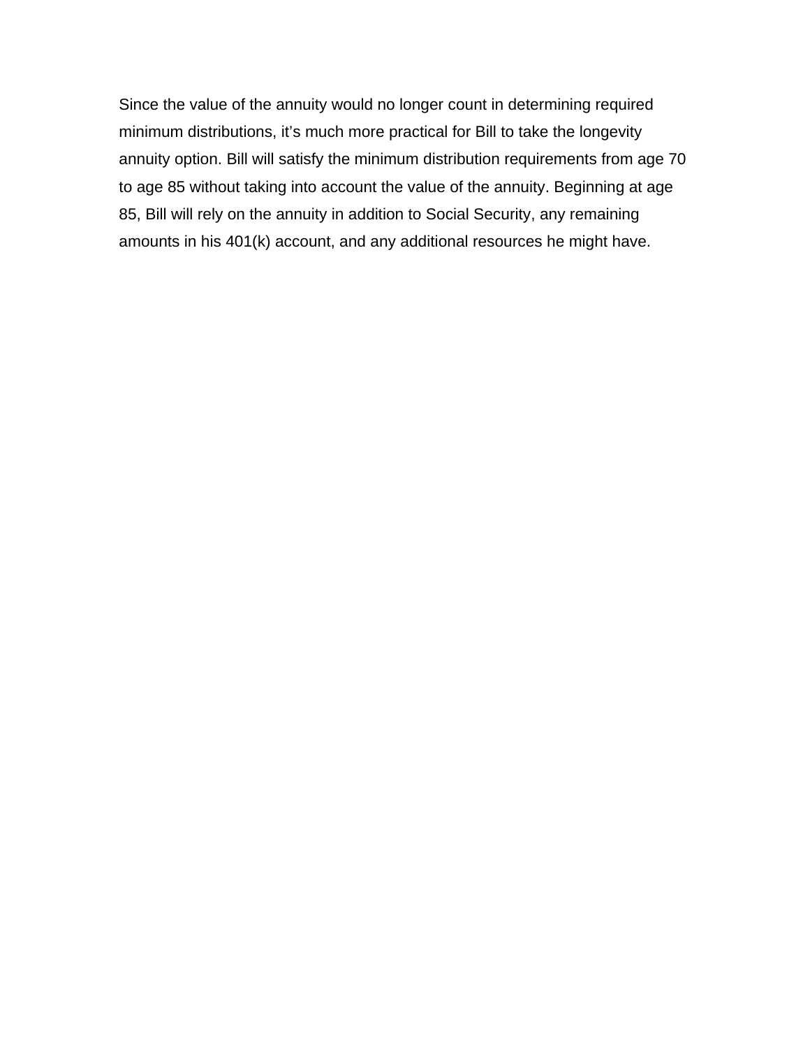Since the value of the annuity would no longer count in determining required minimum distributions, it’s much more practical for Bill to take the longevity annuity option. Bill will satisfy the minimum distribution requirements from age 70 to age 85 without taking into account the value of the annuity. Beginning at age 85, Bill will rely on the annuity in addition to Social Security, any remaining amounts in his 401(k) account, and any additional resources he might have.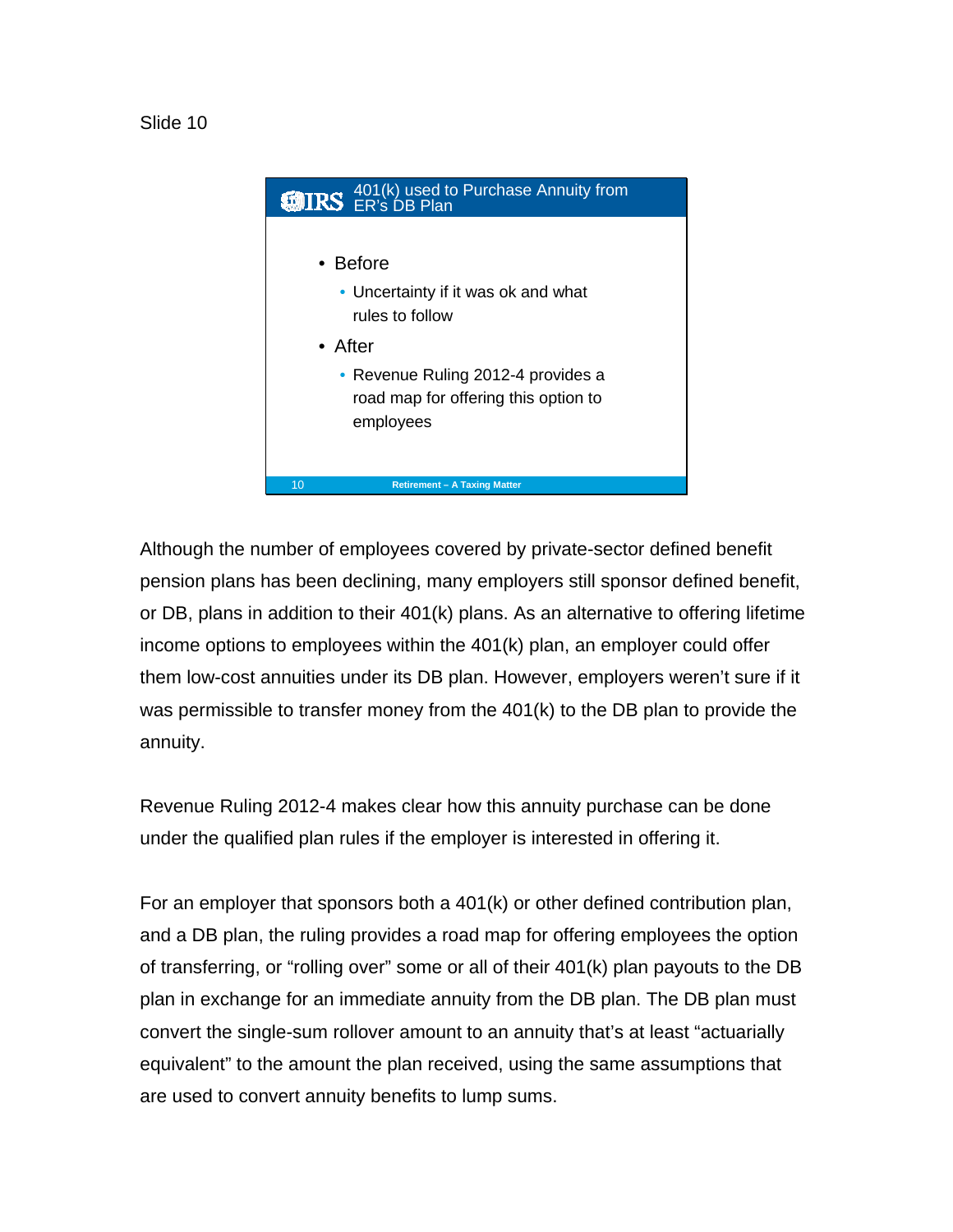Slide 10

## 401(k) used to Purchase Annuity from ER's DB Plan

- Before
  - Uncertainty if it was ok and what rules to follow
- After
  - Revenue Ruling 2012-4 provides a road map for offering this option to employees

Retirement – A Taxing Matter

Although the number of employees covered by private-sector defined benefit pension plans has been declining, many employers still sponsor defined benefit, or DB, plans in addition to their 401(k) plans. As an alternative to offering lifetime income options to employees within the 401(k) plan, an employer could offer them low-cost annuities under its DB plan. However, employers weren't sure if it was permissible to transfer money from the 401(k) to the DB plan to provide the annuity.

Revenue Ruling 2012-4 makes clear how this annuity purchase can be done under the qualified plan rules if the employer is interested in offering it.

For an employer that sponsors both a 401(k) or other defined contribution plan, and a DB plan, the ruling provides a road map for offering employees the option of transferring, or "rolling over" some or all of their 401(k) plan payouts to the DB plan in exchange for an immediate annuity from the DB plan. The DB plan must convert the single-sum rollover amount to an annuity that's at least "actuarially equivalent" to the amount the plan received, using the same assumptions that are used to convert annuity benefits to lump sums.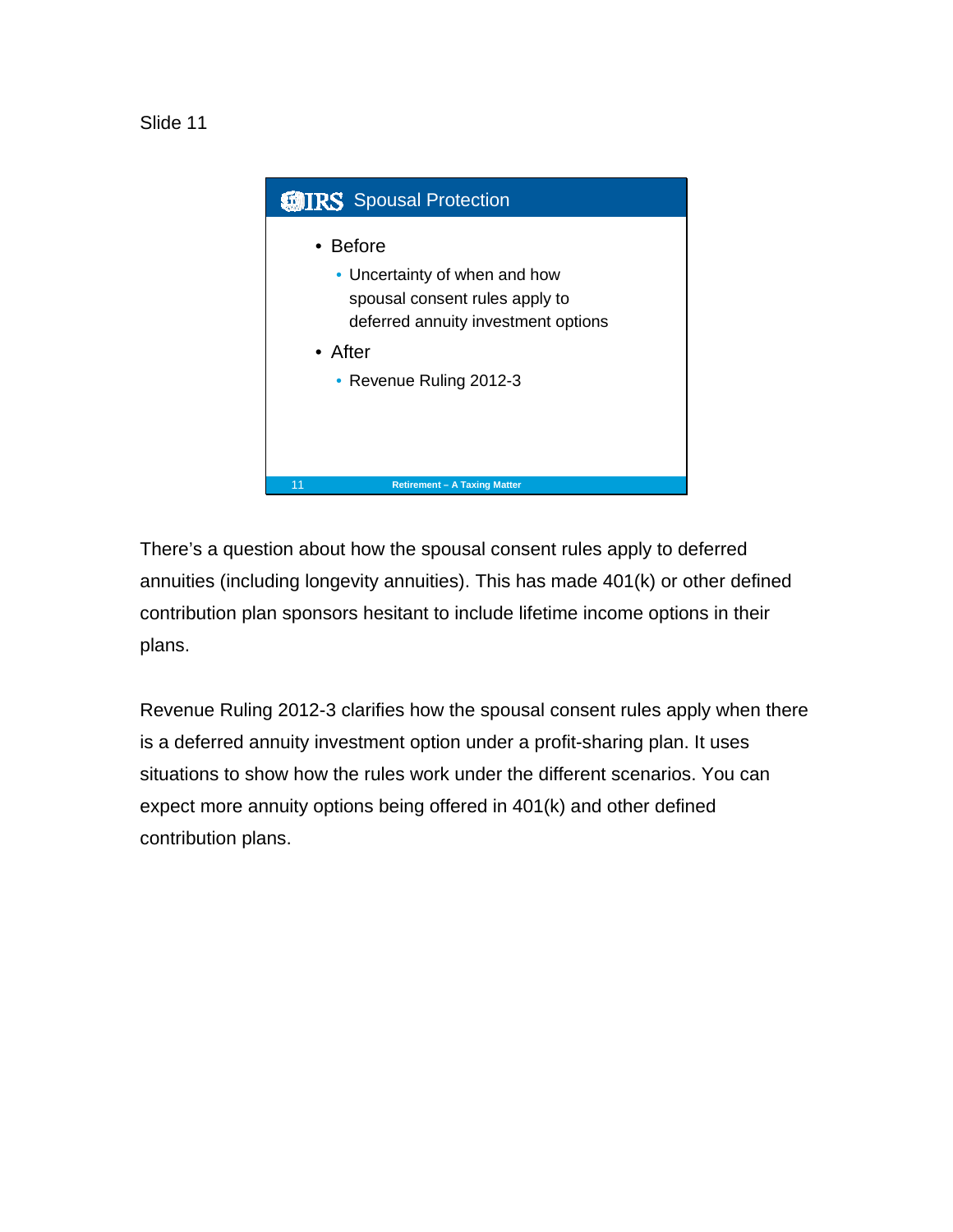Slide 11

## Spousal Protection

- Before
  - Uncertainty of when and how spousal consent rules apply to deferred annuity investment options
- After
  - Revenue Ruling 2012-3

Retirement – A Taxing Matter

There's a question about how the spousal consent rules apply to deferred annuities (including longevity annuities). This has made 401(k) or other defined contribution plan sponsors hesitant to include lifetime income options in their plans.

Revenue Ruling 2012-3 clarifies how the spousal consent rules apply when there is a deferred annuity investment option under a profit-sharing plan. It uses situations to show how the rules work under the different scenarios. You can expect more annuity options being offered in 401(k) and other defined contribution plans.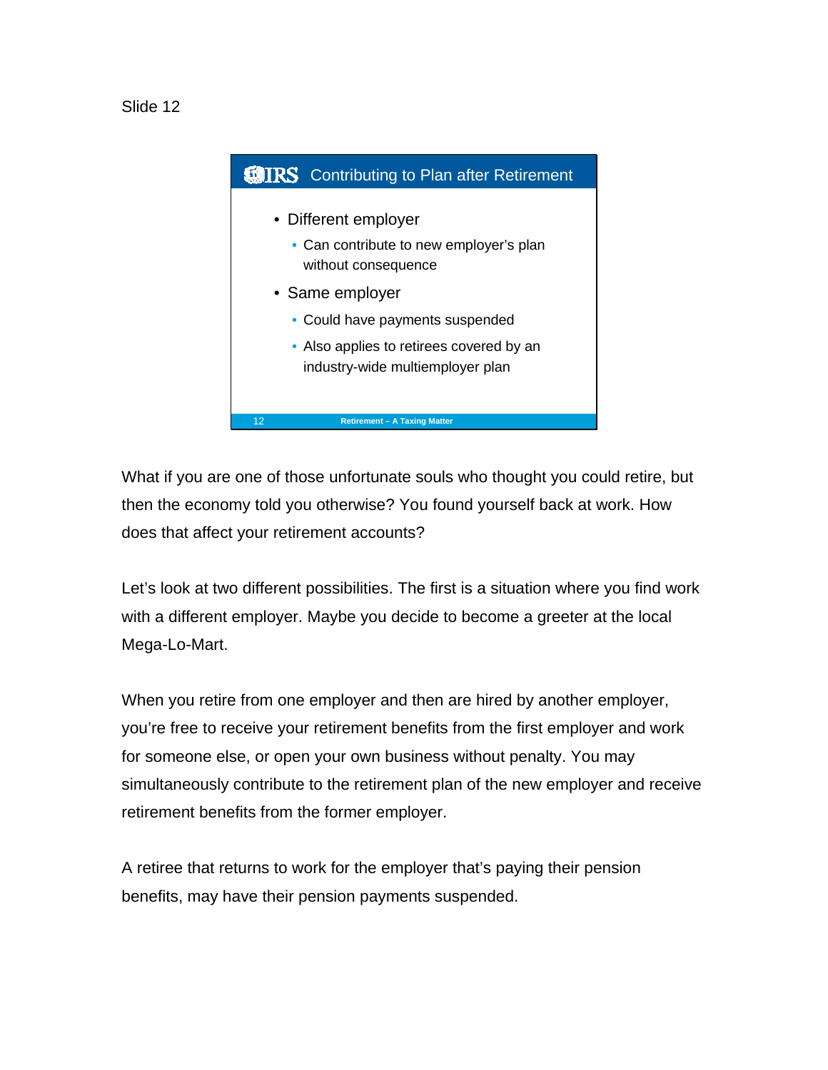Slide 12

## Contributing to Plan after Retirement

- Different employer
  - Can contribute to new employer's plan without consequence
- Same employer
  - Could have payments suspended
  - Also applies to retirees covered by an industry-wide multiemployer plan

What if you are one of those unfortunate souls who thought you could retire, but then the economy told you otherwise? You found yourself back at work. How does that affect your retirement accounts?

Let's look at two different possibilities. The first is a situation where you find work with a different employer. Maybe you decide to become a greeter at the local Mega-Lo-Mart.

When you retire from one employer and then are hired by another employer, you're free to receive your retirement benefits from the first employer and work for someone else, or open your own business without penalty. You may simultaneously contribute to the retirement plan of the new employer and receive retirement benefits from the former employer.

A retiree that returns to work for the employer that's paying their pension benefits, may have their pension payments suspended.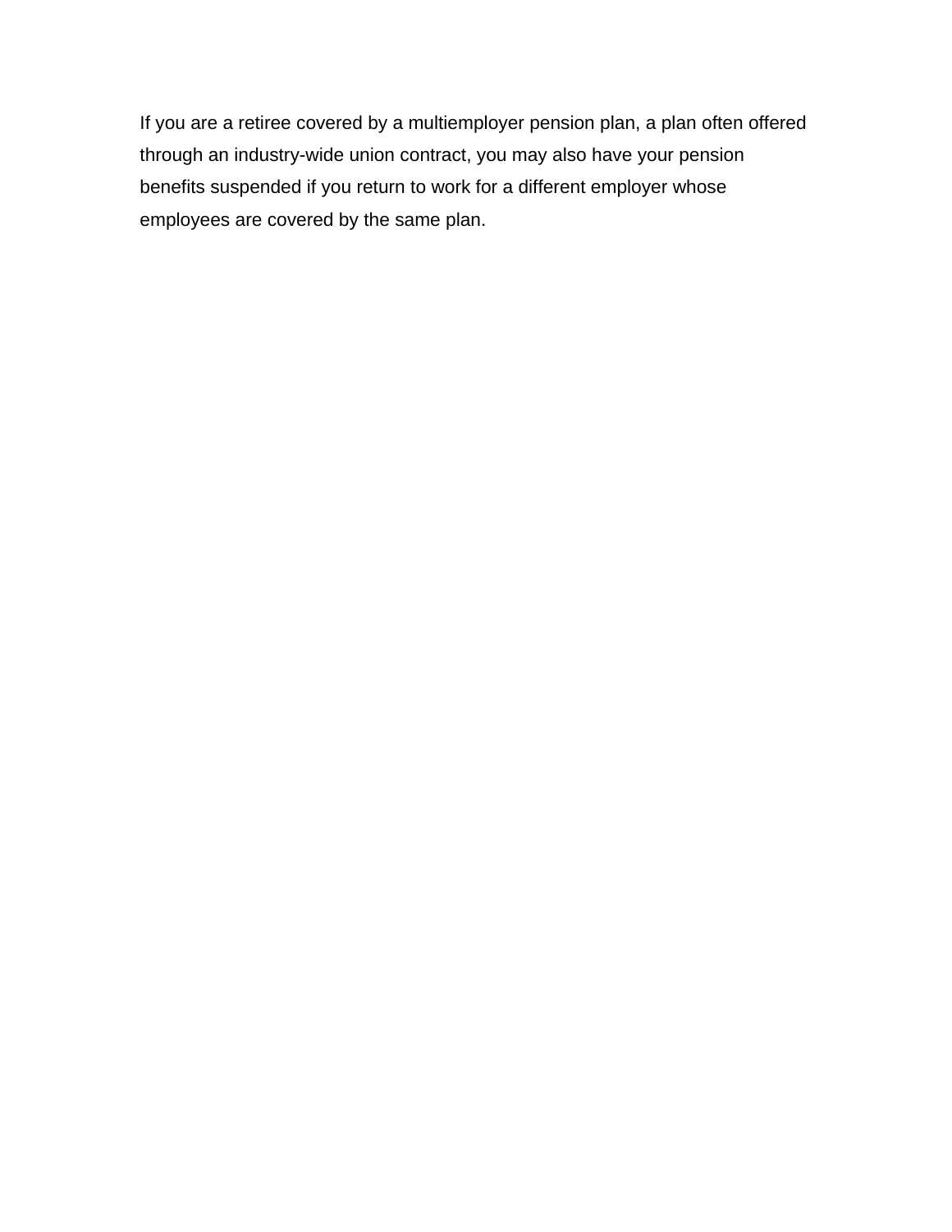If you are a retiree covered by a multiemployer pension plan, a plan often offered through an industry-wide union contract, you may also have your pension benefits suspended if you return to work for a different employer whose employees are covered by the same plan.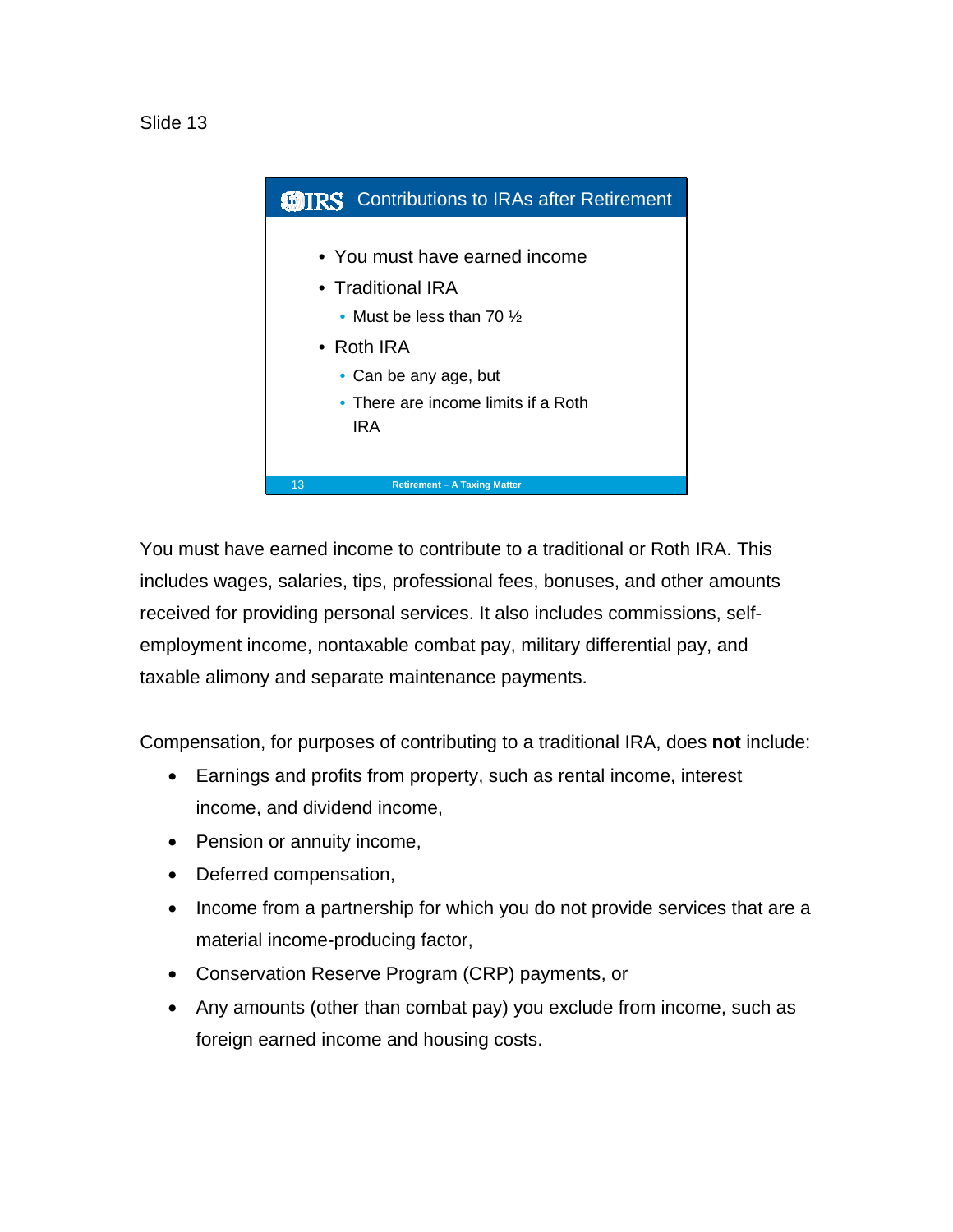Slide 13

## Contributions to IRAs after Retirement

- You must have earned income
- Traditional IRA
  - Must be less than 70 ½
- Roth IRA
  - Can be any age, but
  - There are income limits if a Roth IRA

Retirement – A Taxing Matter

You must have earned income to contribute to a traditional or Roth IRA. This includes wages, salaries, tips, professional fees, bonuses, and other amounts received for providing personal services. It also includes commissions, self-employment income, nontaxable combat pay, military differential pay, and taxable alimony and separate maintenance payments.

Compensation, for purposes of contributing to a traditional IRA, does **not** include:

- Earnings and profits from property, such as rental income, interest income, and dividend income,
- Pension or annuity income,
- Deferred compensation,
- Income from a partnership for which you do not provide services that are a material income-producing factor,
- Conservation Reserve Program (CRP) payments, or
- Any amounts (other than combat pay) you exclude from income, such as foreign earned income and housing costs.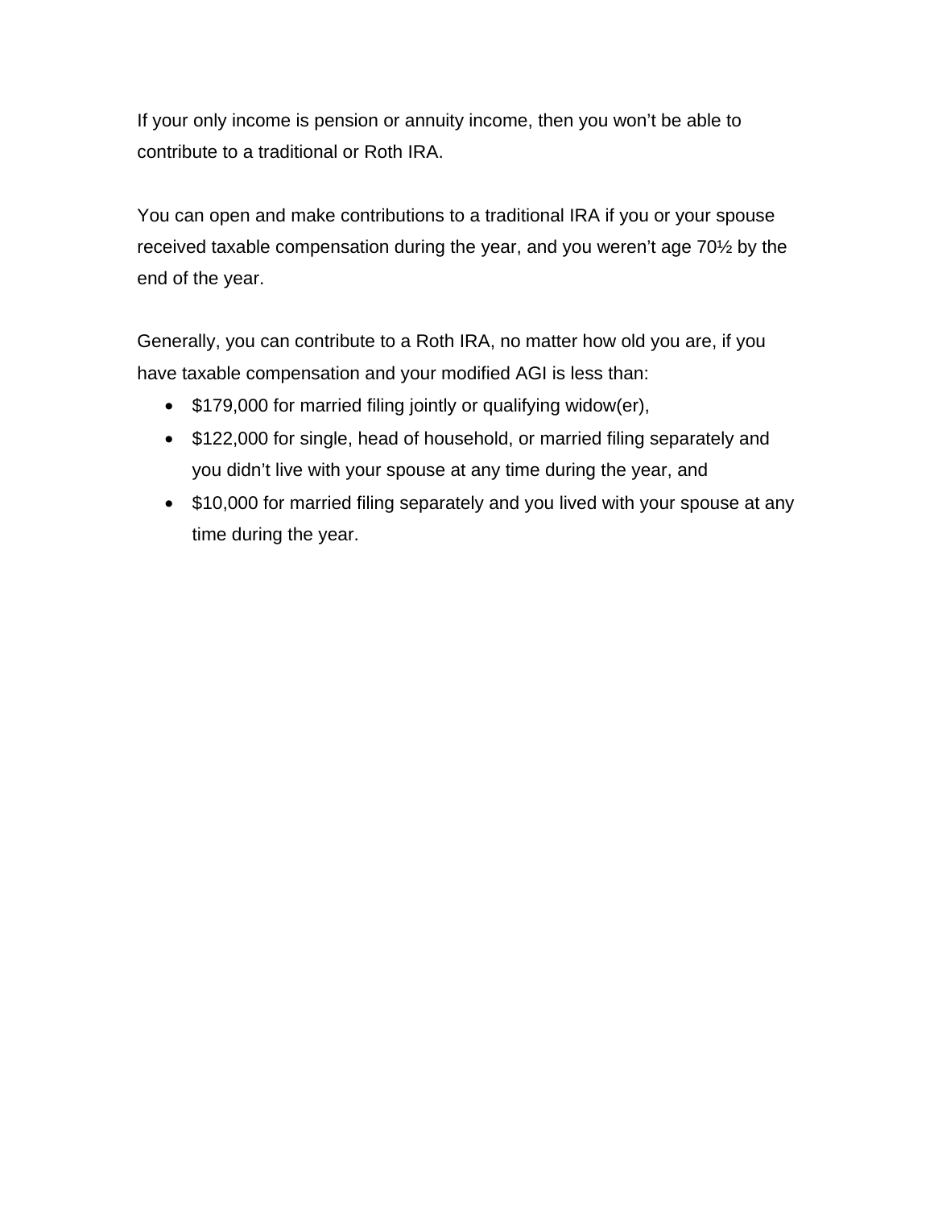If your only income is pension or annuity income, then you won't be able to contribute to a traditional or Roth IRA.

You can open and make contributions to a traditional IRA if you or your spouse received taxable compensation during the year, and you weren't age 70½ by the end of the year.

Generally, you can contribute to a Roth IRA, no matter how old you are, if you have taxable compensation and your modified AGI is less than:

- $179,000 for married filing jointly or qualifying widow(er),
- $122,000 for single, head of household, or married filing separately and you didn't live with your spouse at any time during the year, and
- $10,000 for married filing separately and you lived with your spouse at any time during the year.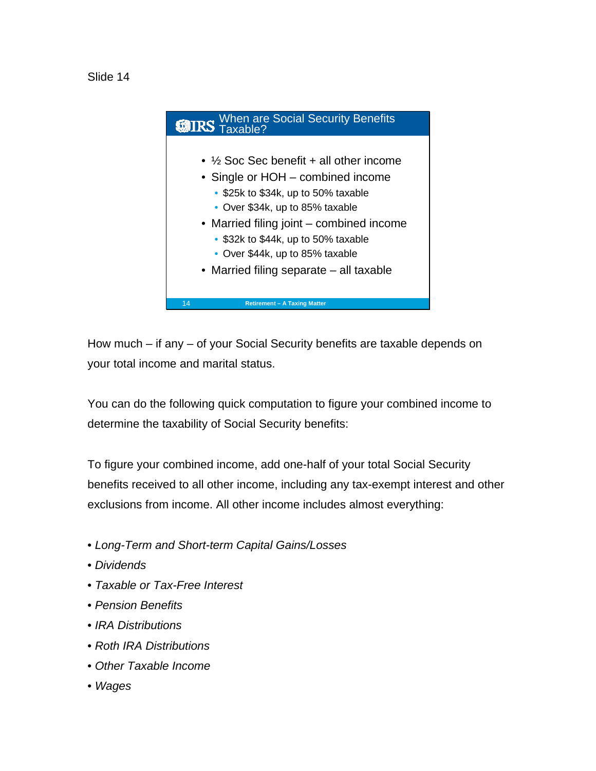Slide 14

## When are Social Security Benefits Taxable?

- ½ Soc Sec benefit + all other income
- Single or HOH – combined income
  - $25k to $34k, up to 50% taxable
  - Over $34k, up to 85% taxable
- Married filing joint – combined income
  - $32k to $44k, up to 50% taxable
  - Over $44k, up to 85% taxable
- Married filing separate – all taxable

How much – if any – of your Social Security benefits are taxable depends on your total income and marital status.

You can do the following quick computation to figure your combined income to determine the taxability of Social Security benefits:

To figure your combined income, add one-half of your total Social Security benefits received to all other income, including any tax-exempt interest and other exclusions from income. All other income includes almost everything:

- *Long-Term and Short-term Capital Gains/Losses*
- *Dividends*
- *Taxable or Tax-Free Interest*
- *Pension Benefits*
- *IRA Distributions*
- *Roth IRA Distributions*
- *Other Taxable Income*
- *Wages*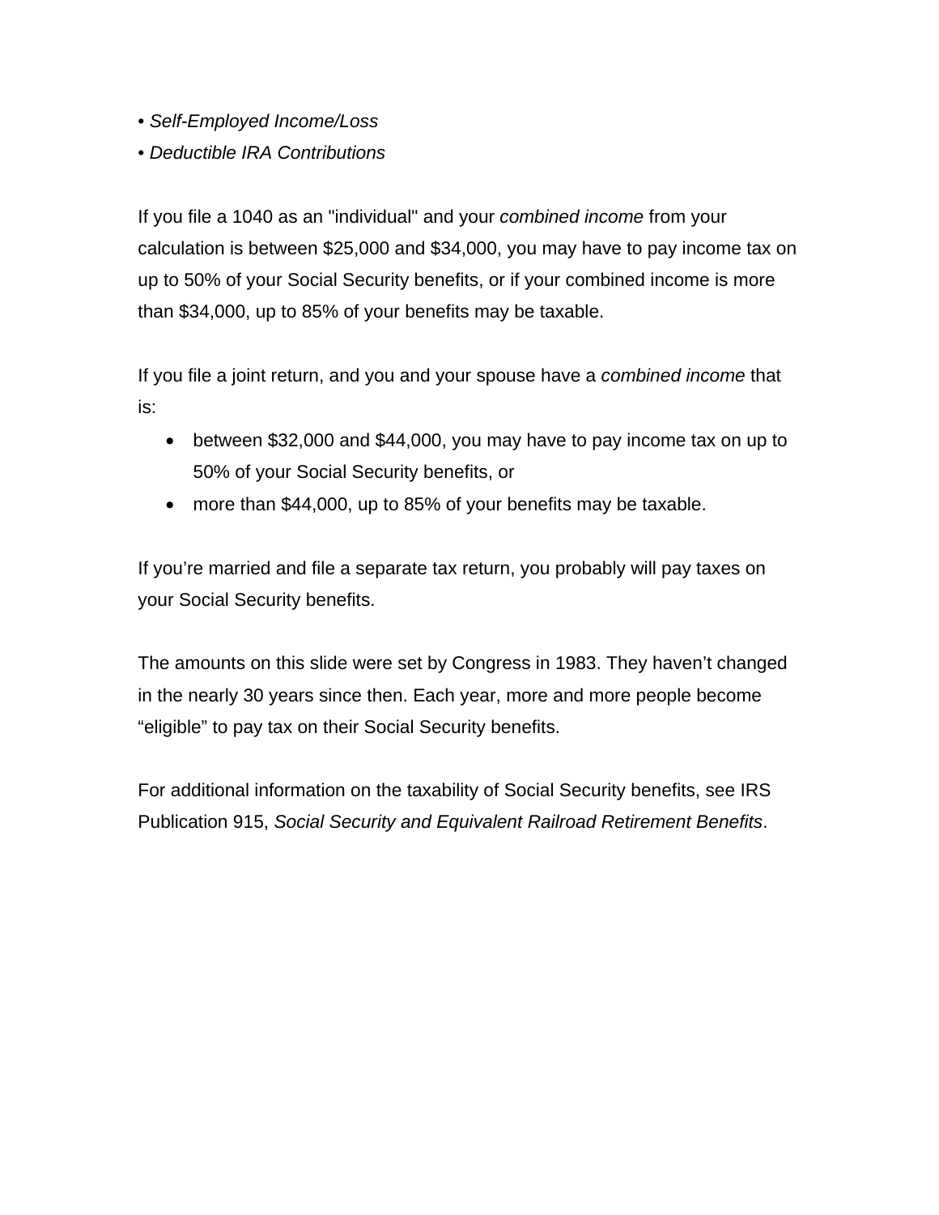• *Self-Employed Income/Loss*
• *Deductible IRA Contributions*

If you file a 1040 as an "individual" and your *combined income* from your calculation is between $25,000 and $34,000, you may have to pay income tax on up to 50% of your Social Security benefits, or if your combined income is more than $34,000, up to 85% of your benefits may be taxable.

If you file a joint return, and you and your spouse have a *combined income* that is:

- between $32,000 and $44,000, you may have to pay income tax on up to 50% of your Social Security benefits, or
- more than $44,000, up to 85% of your benefits may be taxable.

If you're married and file a separate tax return, you probably will pay taxes on your Social Security benefits.

The amounts on this slide were set by Congress in 1983. They haven't changed in the nearly 30 years since then. Each year, more and more people become "eligible" to pay tax on their Social Security benefits.

For additional information on the taxability of Social Security benefits, see IRS Publication 915, *Social Security and Equivalent Railroad Retirement Benefits*.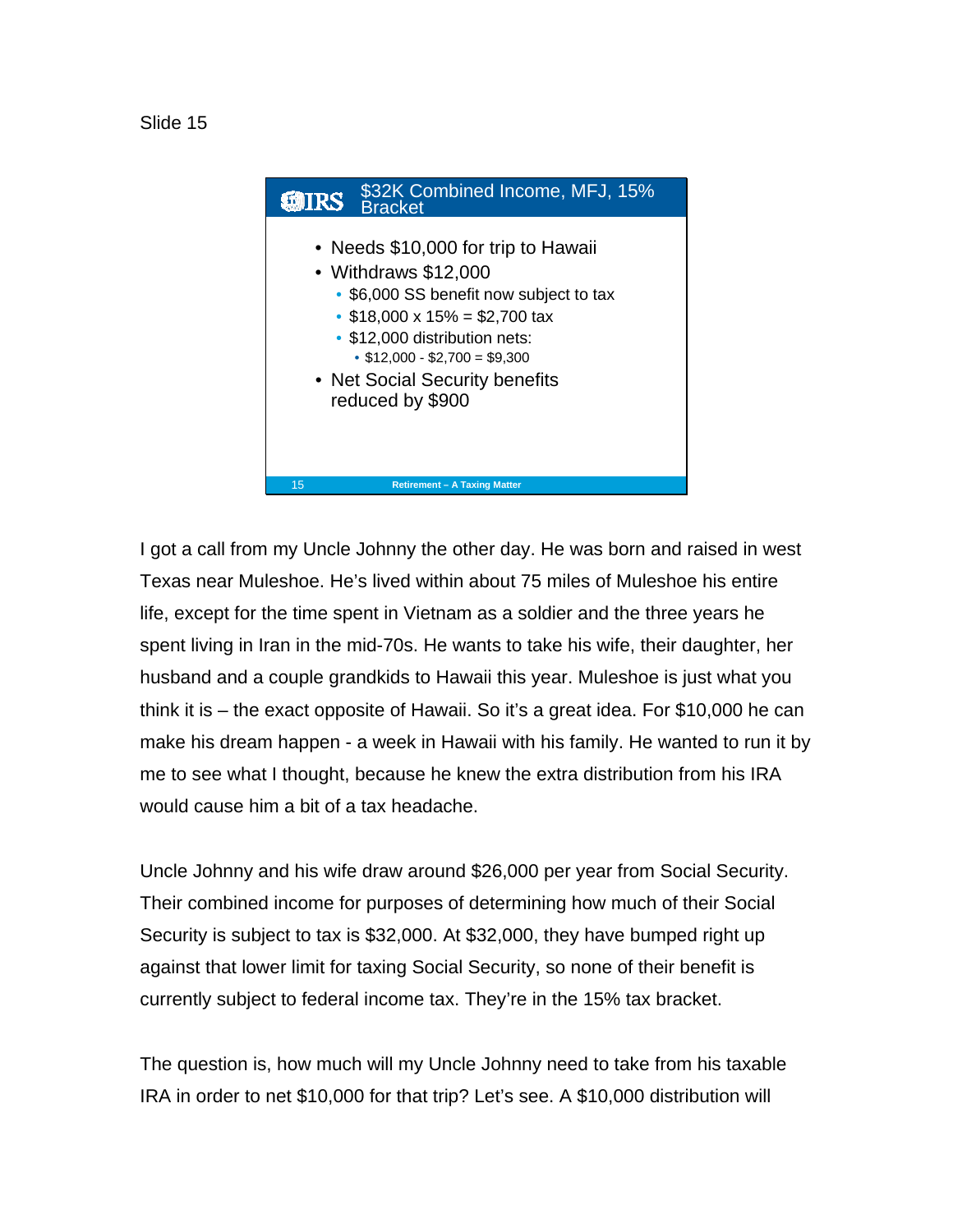Slide 15

## $32K Combined Income, MFJ, 15% Bracket

- Needs $10,000 for trip to Hawaii
- Withdraws $12,000
  - $6,000 SS benefit now subject to tax
  - $18,000 x 15% = $2,700 tax
  - $12,000 distribution nets:
    - $12,000 - $2,700 = $9,300
- Net Social Security benefits reduced by $900

I got a call from my Uncle Johnny the other day. He was born and raised in west Texas near Muleshoe. He's lived within about 75 miles of Muleshoe his entire life, except for the time spent in Vietnam as a soldier and the three years he spent living in Iran in the mid-70s. He wants to take his wife, their daughter, her husband and a couple grandkids to Hawaii this year. Muleshoe is just what you think it is – the exact opposite of Hawaii. So it's a great idea. For $10,000 he can make his dream happen - a week in Hawaii with his family. He wanted to run it by me to see what I thought, because he knew the extra distribution from his IRA would cause him a bit of a tax headache.

Uncle Johnny and his wife draw around $26,000 per year from Social Security. Their combined income for purposes of determining how much of their Social Security is subject to tax is $32,000. At $32,000, they have bumped right up against that lower limit for taxing Social Security, so none of their benefit is currently subject to federal income tax. They're in the 15% tax bracket.

The question is, how much will my Uncle Johnny need to take from his taxable IRA in order to net $10,000 for that trip? Let's see. A $10,000 distribution will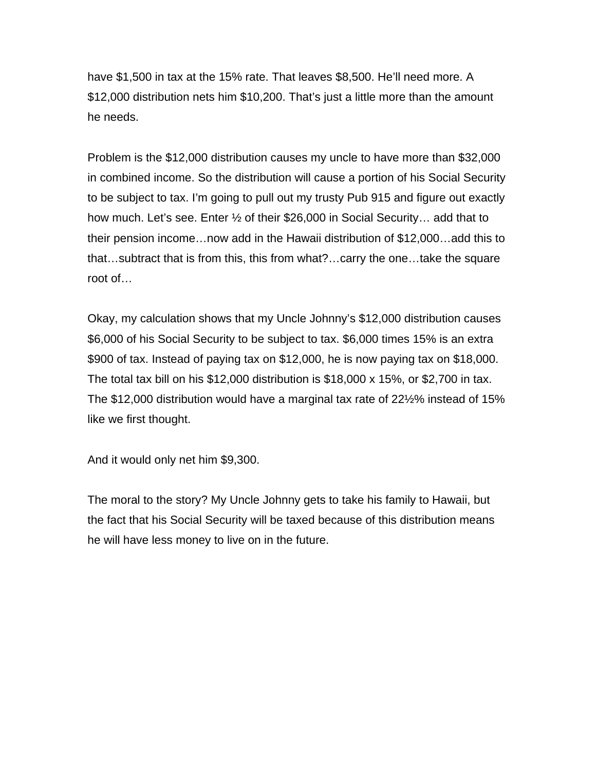have $1,500 in tax at the 15% rate. That leaves $8,500. He'll need more. A $12,000 distribution nets him $10,200. That's just a little more than the amount he needs.

Problem is the $12,000 distribution causes my uncle to have more than $32,000 in combined income. So the distribution will cause a portion of his Social Security to be subject to tax. I'm going to pull out my trusty Pub 915 and figure out exactly how much. Let's see. Enter ½ of their $26,000 in Social Security… add that to their pension income…now add in the Hawaii distribution of $12,000…add this to that…subtract that is from this, this from what?…carry the one…take the square root of…

Okay, my calculation shows that my Uncle Johnny's $12,000 distribution causes $6,000 of his Social Security to be subject to tax. $6,000 times 15% is an extra $900 of tax. Instead of paying tax on $12,000, he is now paying tax on $18,000. The total tax bill on his $12,000 distribution is $18,000 x 15%, or $2,700 in tax. The $12,000 distribution would have a marginal tax rate of 22½% instead of 15% like we first thought.

And it would only net him $9,300.

The moral to the story? My Uncle Johnny gets to take his family to Hawaii, but the fact that his Social Security will be taxed because of this distribution means he will have less money to live on in the future.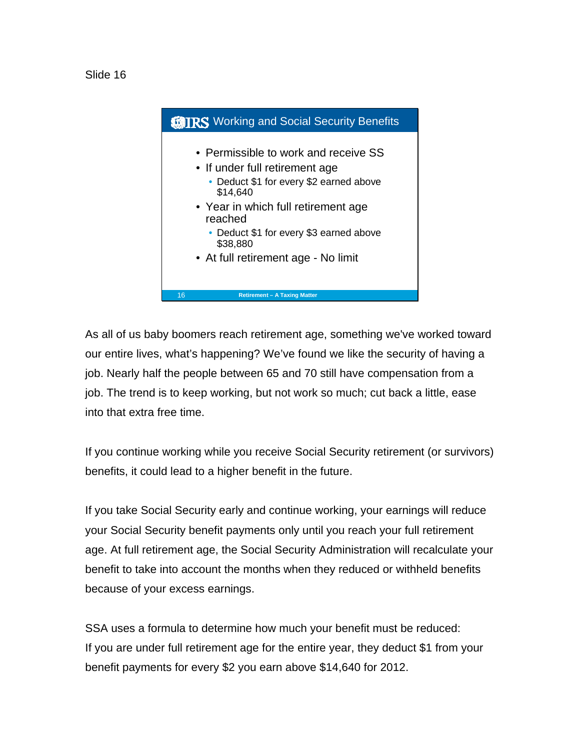Slide 16

## Working and Social Security Benefits

- Permissible to work and receive SS
- If under full retirement age
  - Deduct $1 for every $2 earned above $14,640
- Year in which full retirement age reached
  - Deduct $1 for every $3 earned above $38,880
- At full retirement age - No limit

As all of us baby boomers reach retirement age, something we've worked toward our entire lives, what's happening? We've found we like the security of having a job. Nearly half the people between 65 and 70 still have compensation from a job. The trend is to keep working, but not work so much; cut back a little, ease into that extra free time.

If you continue working while you receive Social Security retirement (or survivors) benefits, it could lead to a higher benefit in the future.

If you take Social Security early and continue working, your earnings will reduce your Social Security benefit payments only until you reach your full retirement age. At full retirement age, the Social Security Administration will recalculate your benefit to take into account the months when they reduced or withheld benefits because of your excess earnings.

SSA uses a formula to determine how much your benefit must be reduced:
If you are under full retirement age for the entire year, they deduct $1 from your benefit payments for every $2 you earn above $14,640 for 2012.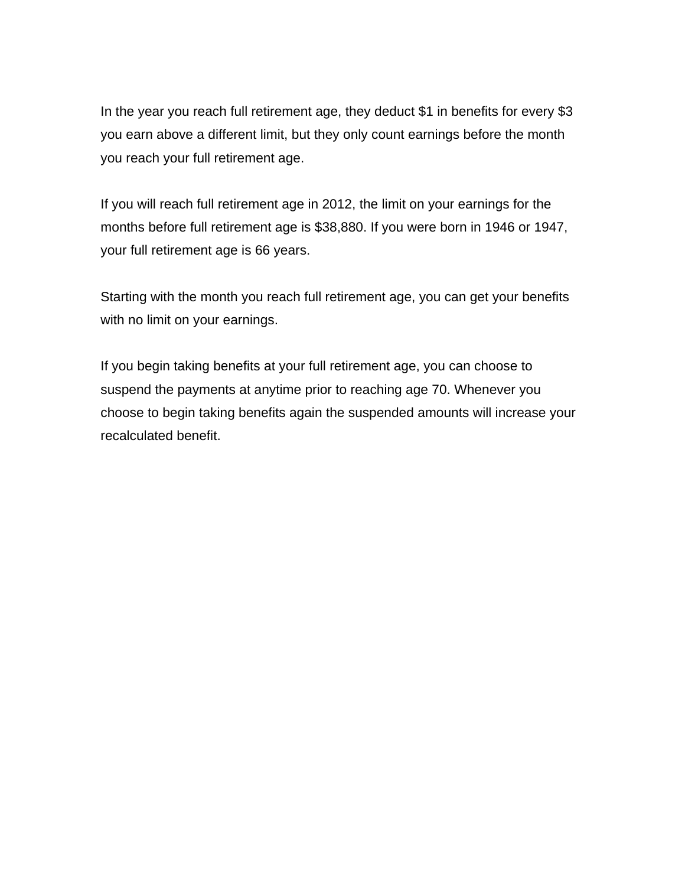In the year you reach full retirement age, they deduct $1 in benefits for every $3 you earn above a different limit, but they only count earnings before the month you reach your full retirement age.

If you will reach full retirement age in 2012, the limit on your earnings for the months before full retirement age is $38,880. If you were born in 1946 or 1947, your full retirement age is 66 years.

Starting with the month you reach full retirement age, you can get your benefits with no limit on your earnings.

If you begin taking benefits at your full retirement age, you can choose to suspend the payments at anytime prior to reaching age 70. Whenever you choose to begin taking benefits again the suspended amounts will increase your recalculated benefit.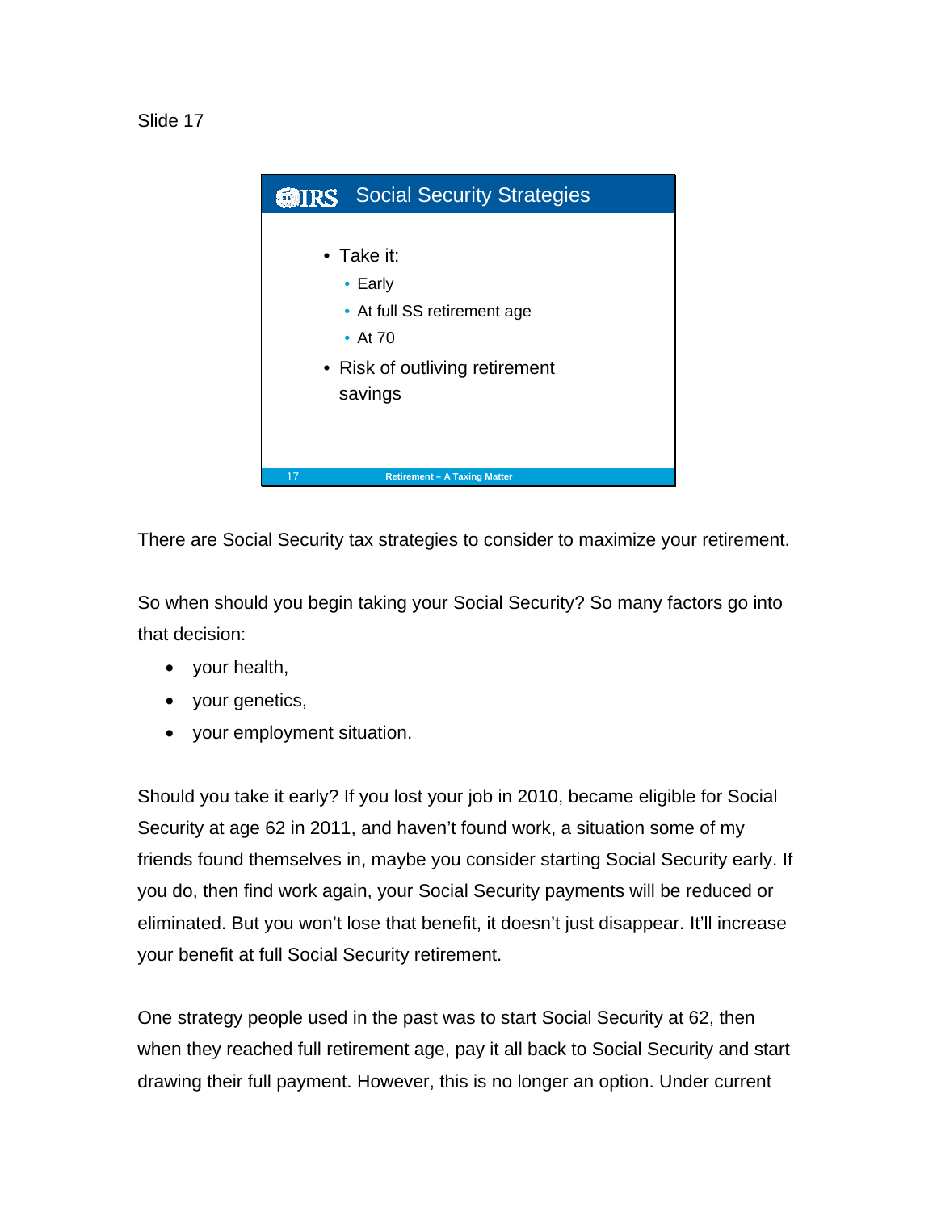Slide 17

## Social Security Strategies

- Take it:
  - Early
  - At full SS retirement age
  - At 70
- Risk of outliving retirement savings

Retirement – A Taxing Matter

There are Social Security tax strategies to consider to maximize your retirement.

So when should you begin taking your Social Security? So many factors go into that decision:

- your health,
- your genetics,
- your employment situation.

Should you take it early? If you lost your job in 2010, became eligible for Social Security at age 62 in 2011, and haven't found work, a situation some of my friends found themselves in, maybe you consider starting Social Security early. If you do, then find work again, your Social Security payments will be reduced or eliminated. But you won't lose that benefit, it doesn't just disappear. It'll increase your benefit at full Social Security retirement.

One strategy people used in the past was to start Social Security at 62, then when they reached full retirement age, pay it all back to Social Security and start drawing their full payment. However, this is no longer an option. Under current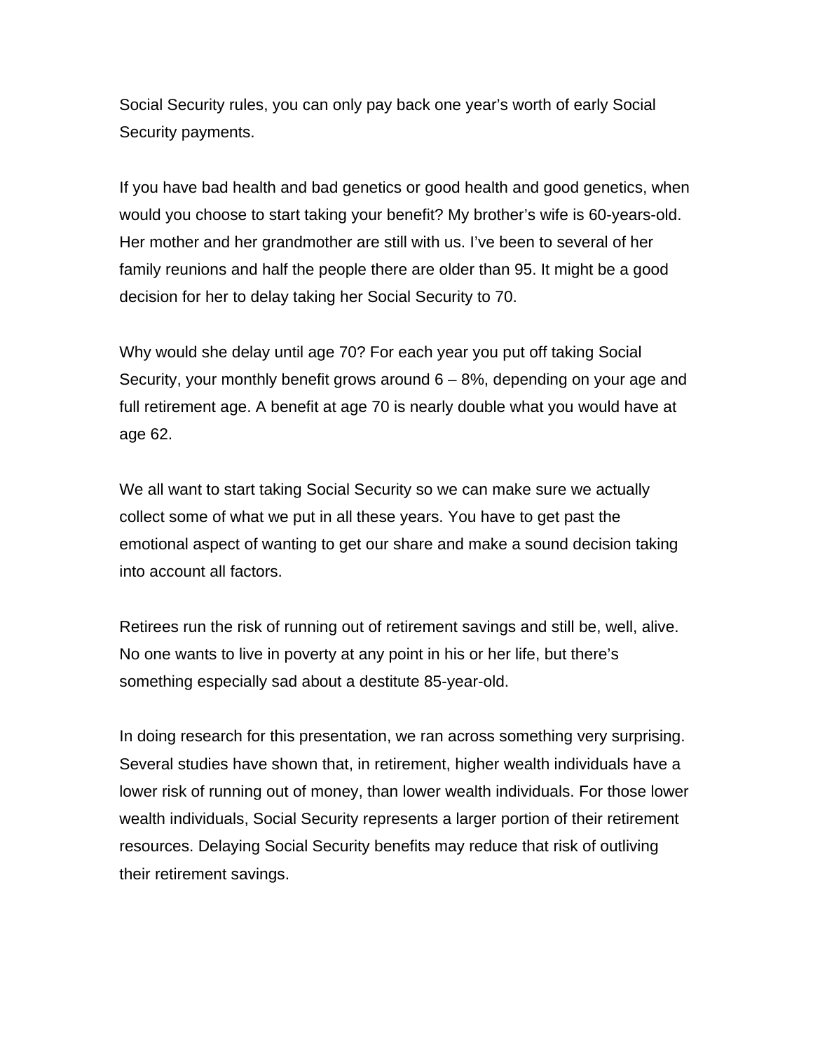Social Security rules, you can only pay back one year's worth of early Social Security payments.

If you have bad health and bad genetics or good health and good genetics, when would you choose to start taking your benefit? My brother's wife is 60-years-old. Her mother and her grandmother are still with us. I've been to several of her family reunions and half the people there are older than 95. It might be a good decision for her to delay taking her Social Security to 70.

Why would she delay until age 70? For each year you put off taking Social Security, your monthly benefit grows around 6 – 8%, depending on your age and full retirement age. A benefit at age 70 is nearly double what you would have at age 62.

We all want to start taking Social Security so we can make sure we actually collect some of what we put in all these years. You have to get past the emotional aspect of wanting to get our share and make a sound decision taking into account all factors.

Retirees run the risk of running out of retirement savings and still be, well, alive. No one wants to live in poverty at any point in his or her life, but there's something especially sad about a destitute 85-year-old.

In doing research for this presentation, we ran across something very surprising. Several studies have shown that, in retirement, higher wealth individuals have a lower risk of running out of money, than lower wealth individuals. For those lower wealth individuals, Social Security represents a larger portion of their retirement resources. Delaying Social Security benefits may reduce that risk of outliving their retirement savings.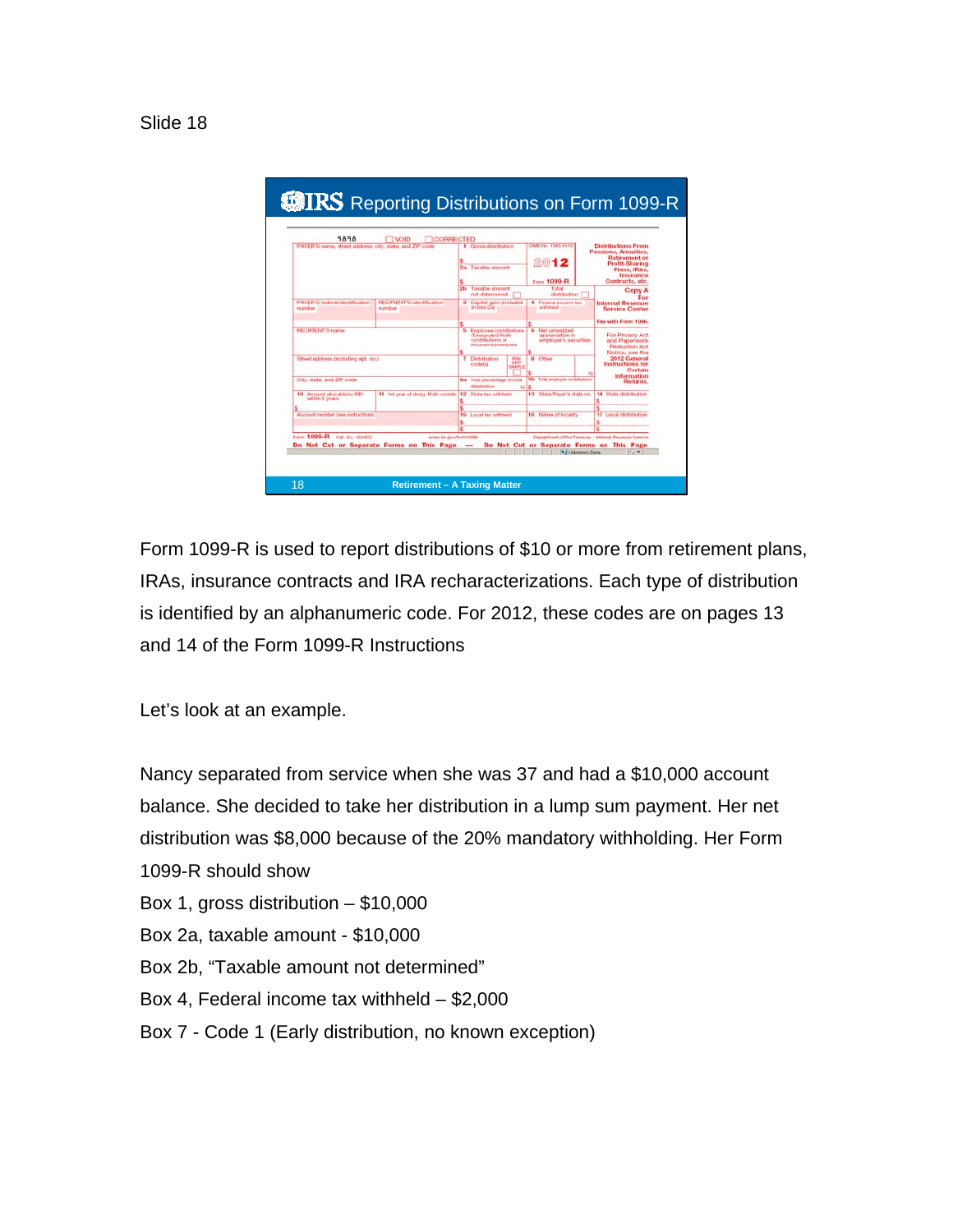Slide 18

Form 1099-R is used to report distributions of $10 or more from retirement plans, IRAs, insurance contracts and IRA recharacterizations. Each type of distribution is identified by an alphanumeric code. For 2012, these codes are on pages 13 and 14 of the Form 1099-R Instructions

Let's look at an example.

Nancy separated from service when she was 37 and had a $10,000 account balance. She decided to take her distribution in a lump sum payment. Her net distribution was $8,000 because of the 20% mandatory withholding. Her Form 1099-R should show

Box 1, gross distribution – $10,000

Box 2a, taxable amount - $10,000

Box 2b, "Taxable amount not determined"

Box 4, Federal income tax withheld – $2,000

Box 7 - Code 1 (Early distribution, no known exception)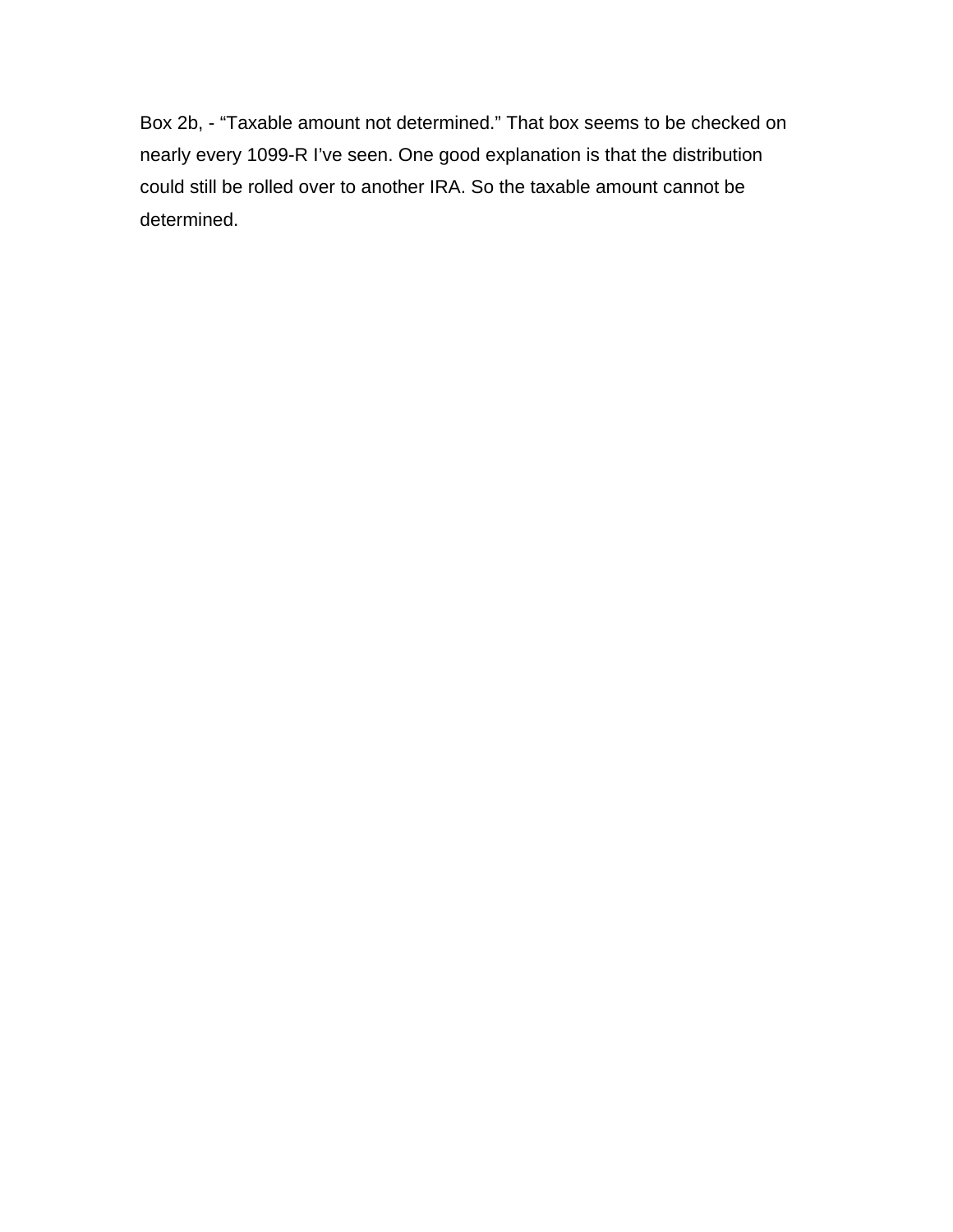Box 2b, - “Taxable amount not determined.” That box seems to be checked on nearly every 1099-R I’ve seen. One good explanation is that the distribution could still be rolled over to another IRA. So the taxable amount cannot be determined.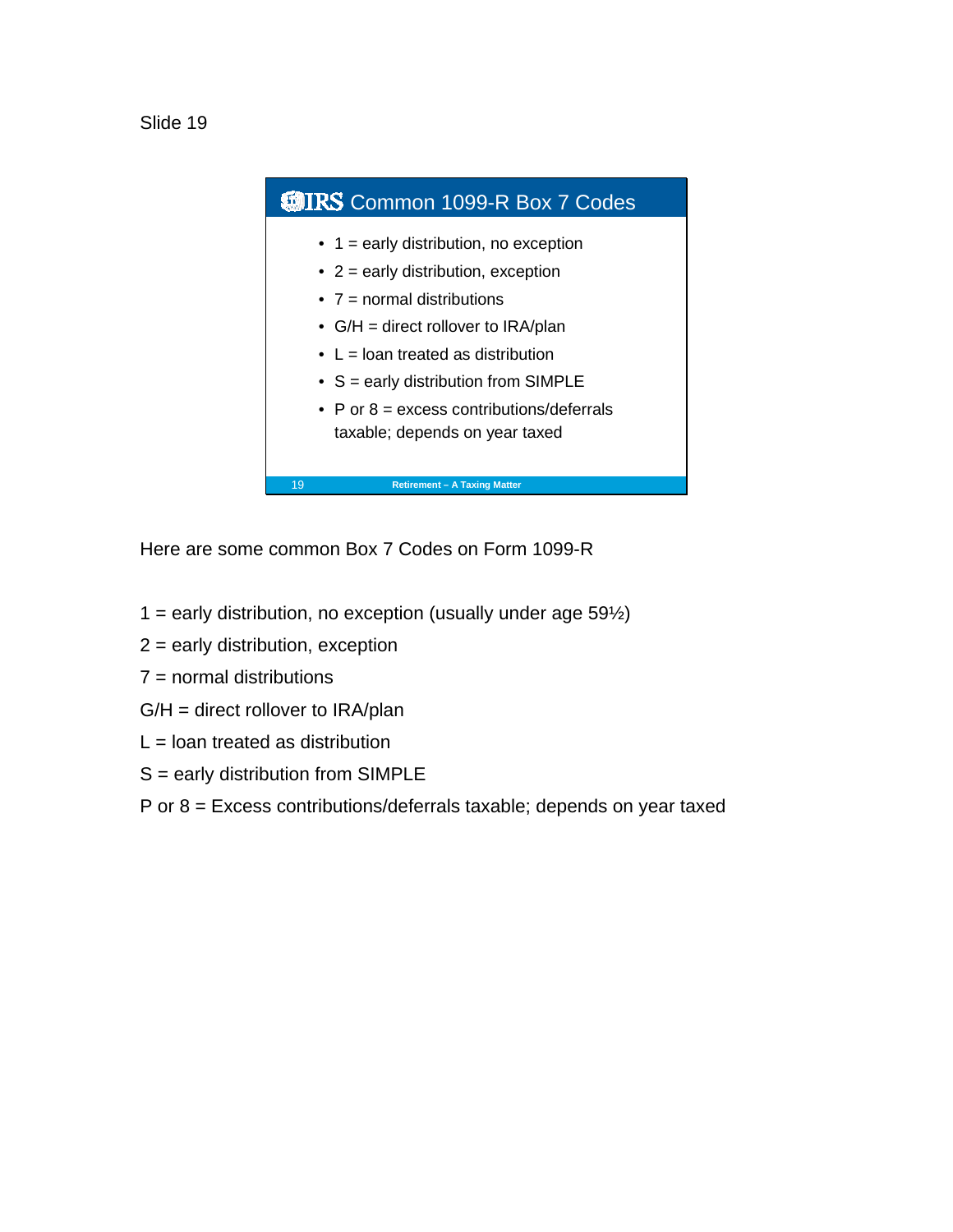Slide 19

## Common 1099-R Box 7 Codes

- 1 = early distribution, no exception
- 2 = early distribution, exception
- 7 = normal distributions
- G/H = direct rollover to IRA/plan
- L = loan treated as distribution
- S = early distribution from SIMPLE
- P or 8 = excess contributions/deferrals taxable; depends on year taxed

Here are some common Box 7 Codes on Form 1099-R

1 = early distribution, no exception (usually under age 59½)

2 = early distribution, exception

7 = normal distributions

G/H = direct rollover to IRA/plan

L = loan treated as distribution

S = early distribution from SIMPLE

P or 8 = Excess contributions/deferrals taxable; depends on year taxed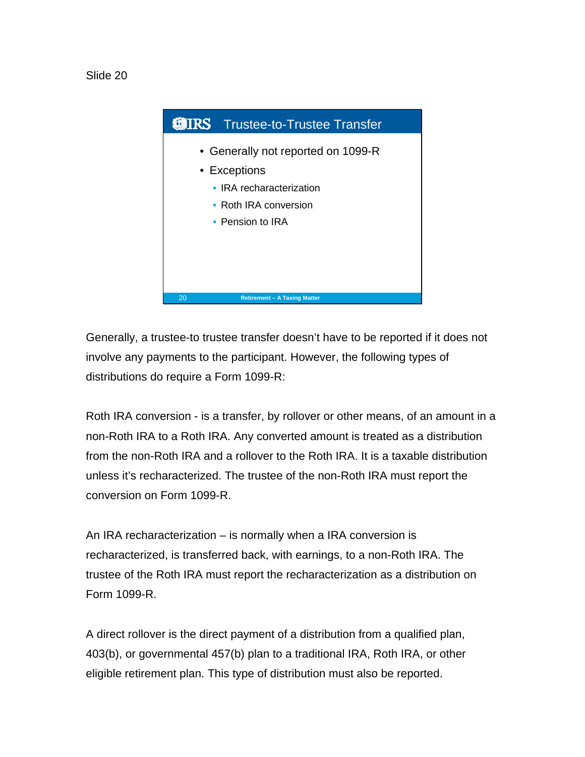Slide 20

## Trustee-to-Trustee Transfer

- Generally not reported on 1099-R
- Exceptions
  - IRA recharacterization
  - Roth IRA conversion
  - Pension to IRA

Generally, a trustee-to trustee transfer doesn't have to be reported if it does not involve any payments to the participant. However, the following types of distributions do require a Form 1099-R:

Roth IRA conversion - is a transfer, by rollover or other means, of an amount in a non-Roth IRA to a Roth IRA. Any converted amount is treated as a distribution from the non-Roth IRA and a rollover to the Roth IRA. It is a taxable distribution unless it's recharacterized. The trustee of the non-Roth IRA must report the conversion on Form 1099-R.

An IRA recharacterization – is normally when a IRA conversion is recharacterized, is transferred back, with earnings, to a non-Roth IRA. The trustee of the Roth IRA must report the recharacterization as a distribution on Form 1099-R.

A direct rollover is the direct payment of a distribution from a qualified plan, 403(b), or governmental 457(b) plan to a traditional IRA, Roth IRA, or other eligible retirement plan. This type of distribution must also be reported.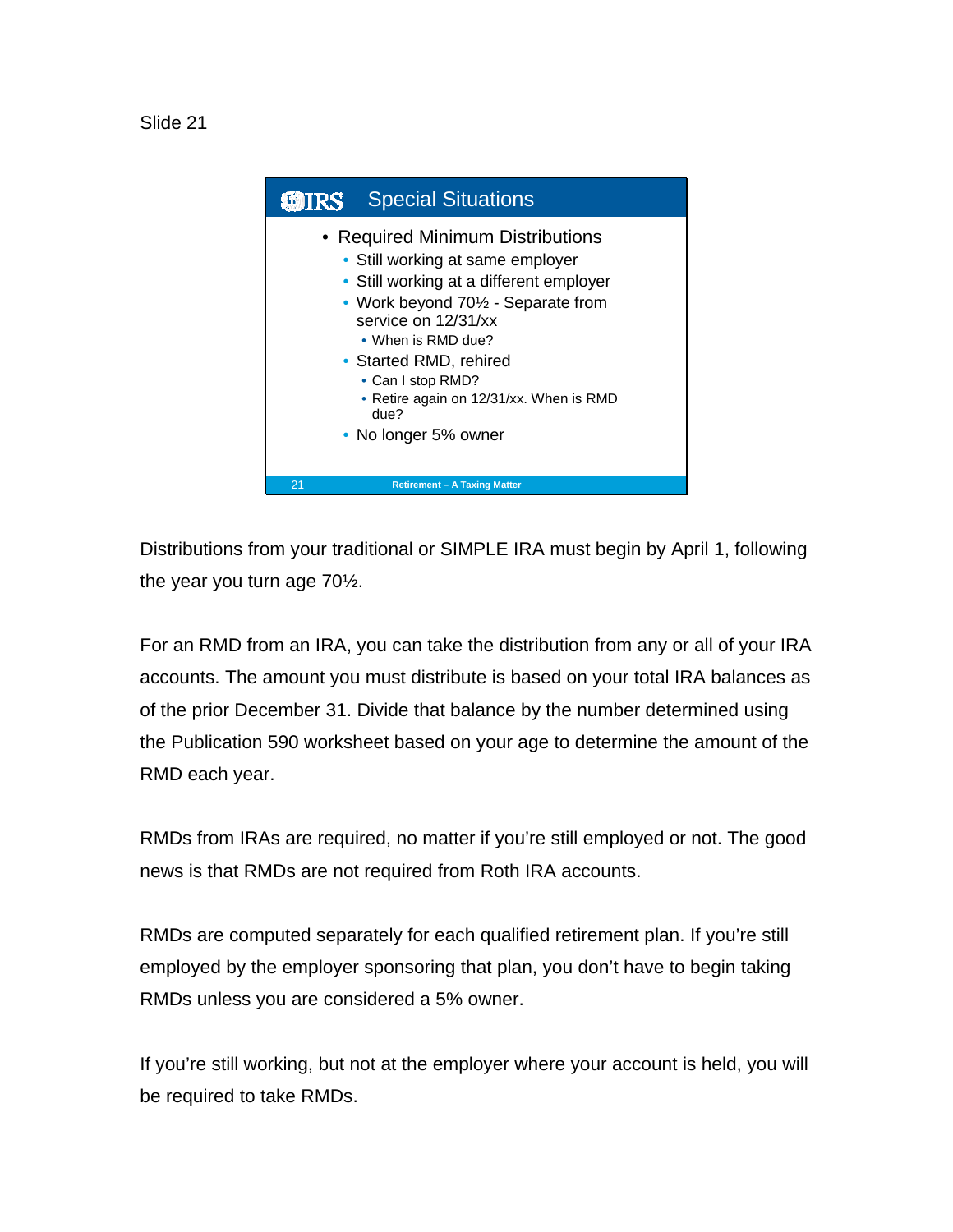Slide 21

## Special Situations

- Required Minimum Distributions
  - Still working at same employer
  - Still working at a different employer
  - Work beyond 70½ - Separate from service on 12/31/xx
    - When is RMD due?
  - Started RMD, rehired
    - Can I stop RMD?
    - Retire again on 12/31/xx. When is RMD due?
  - No longer 5% owner

Distributions from your traditional or SIMPLE IRA must begin by April 1, following the year you turn age 70½.

For an RMD from an IRA, you can take the distribution from any or all of your IRA accounts. The amount you must distribute is based on your total IRA balances as of the prior December 31. Divide that balance by the number determined using the Publication 590 worksheet based on your age to determine the amount of the RMD each year.

RMDs from IRAs are required, no matter if you're still employed or not. The good news is that RMDs are not required from Roth IRA accounts.

RMDs are computed separately for each qualified retirement plan. If you're still employed by the employer sponsoring that plan, you don't have to begin taking RMDs unless you are considered a 5% owner.

If you're still working, but not at the employer where your account is held, you will be required to take RMDs.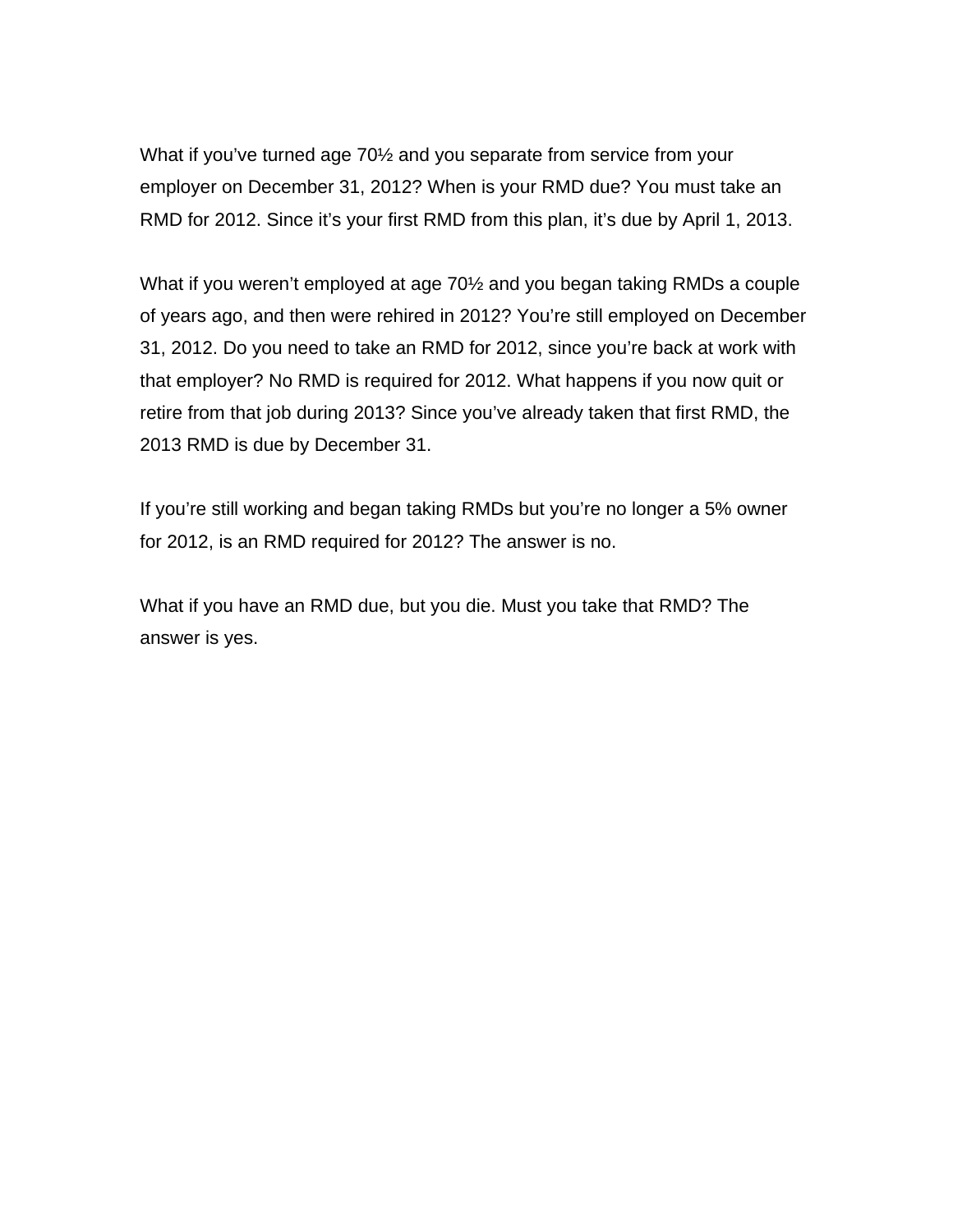What if you've turned age 70½ and you separate from service from your employer on December 31, 2012? When is your RMD due? You must take an RMD for 2012. Since it's your first RMD from this plan, it's due by April 1, 2013.

What if you weren't employed at age 70½ and you began taking RMDs a couple of years ago, and then were rehired in 2012? You're still employed on December 31, 2012. Do you need to take an RMD for 2012, since you're back at work with that employer? No RMD is required for 2012. What happens if you now quit or retire from that job during 2013? Since you've already taken that first RMD, the 2013 RMD is due by December 31.

If you're still working and began taking RMDs but you're no longer a 5% owner for 2012, is an RMD required for 2012? The answer is no.

What if you have an RMD due, but you die. Must you take that RMD? The answer is yes.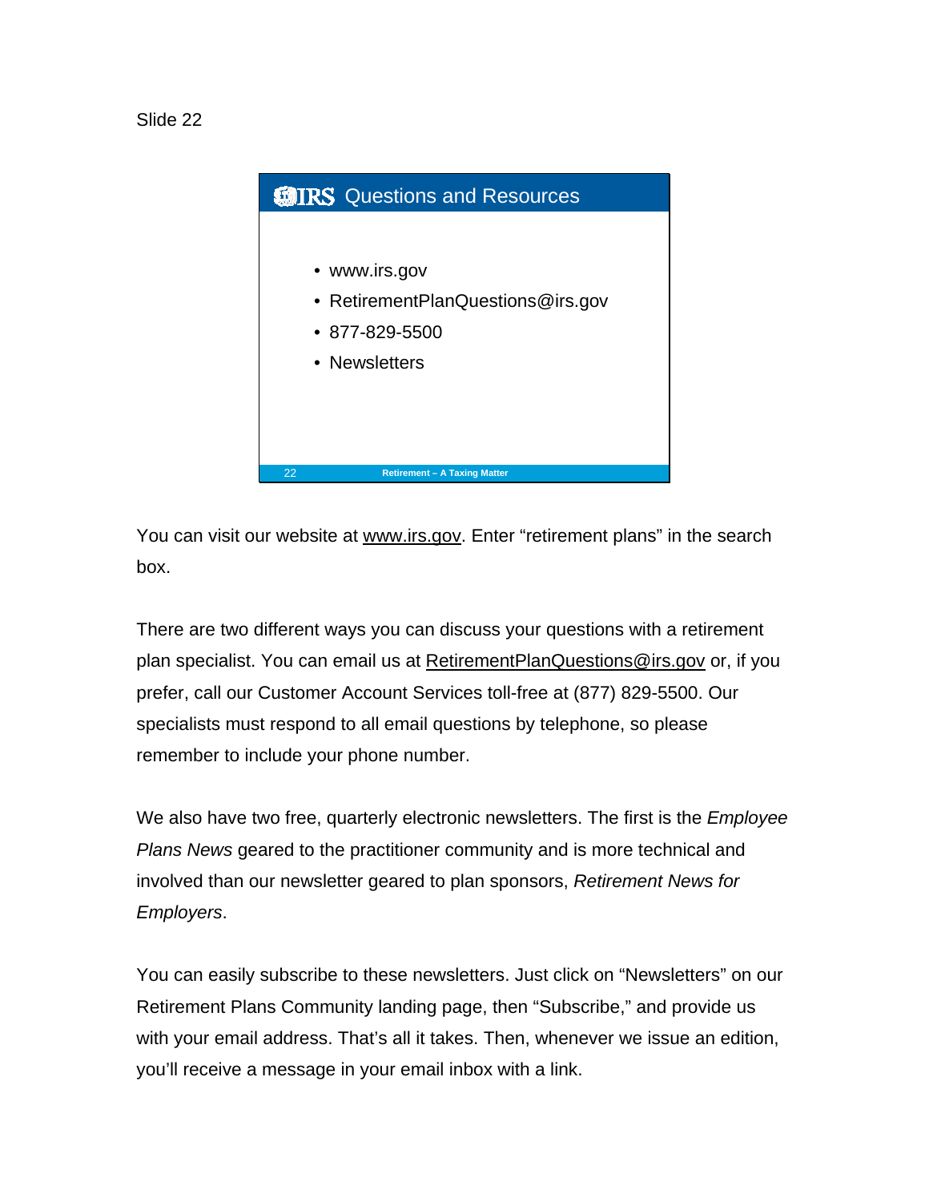Slide 22

## Questions and Resources

- www.irs.gov
- RetirementPlanQuestions@irs.gov
- 877-829-5500
- Newsletters

Retirement – A Taxing Matter

You can visit our website at www.irs.gov. Enter “retirement plans” in the search box.

There are two different ways you can discuss your questions with a retirement plan specialist. You can email us at RetirementPlanQuestions@irs.gov or, if you prefer, call our Customer Account Services toll-free at (877) 829-5500. Our specialists must respond to all email questions by telephone, so please remember to include your phone number.

We also have two free, quarterly electronic newsletters. The first is the *Employee Plans News* geared to the practitioner community and is more technical and involved than our newsletter geared to plan sponsors, *Retirement News for Employers*.

You can easily subscribe to these newsletters. Just click on “Newsletters” on our Retirement Plans Community landing page, then “Subscribe,” and provide us with your email address. That’s all it takes. Then, whenever we issue an edition, you’ll receive a message in your email inbox with a link.